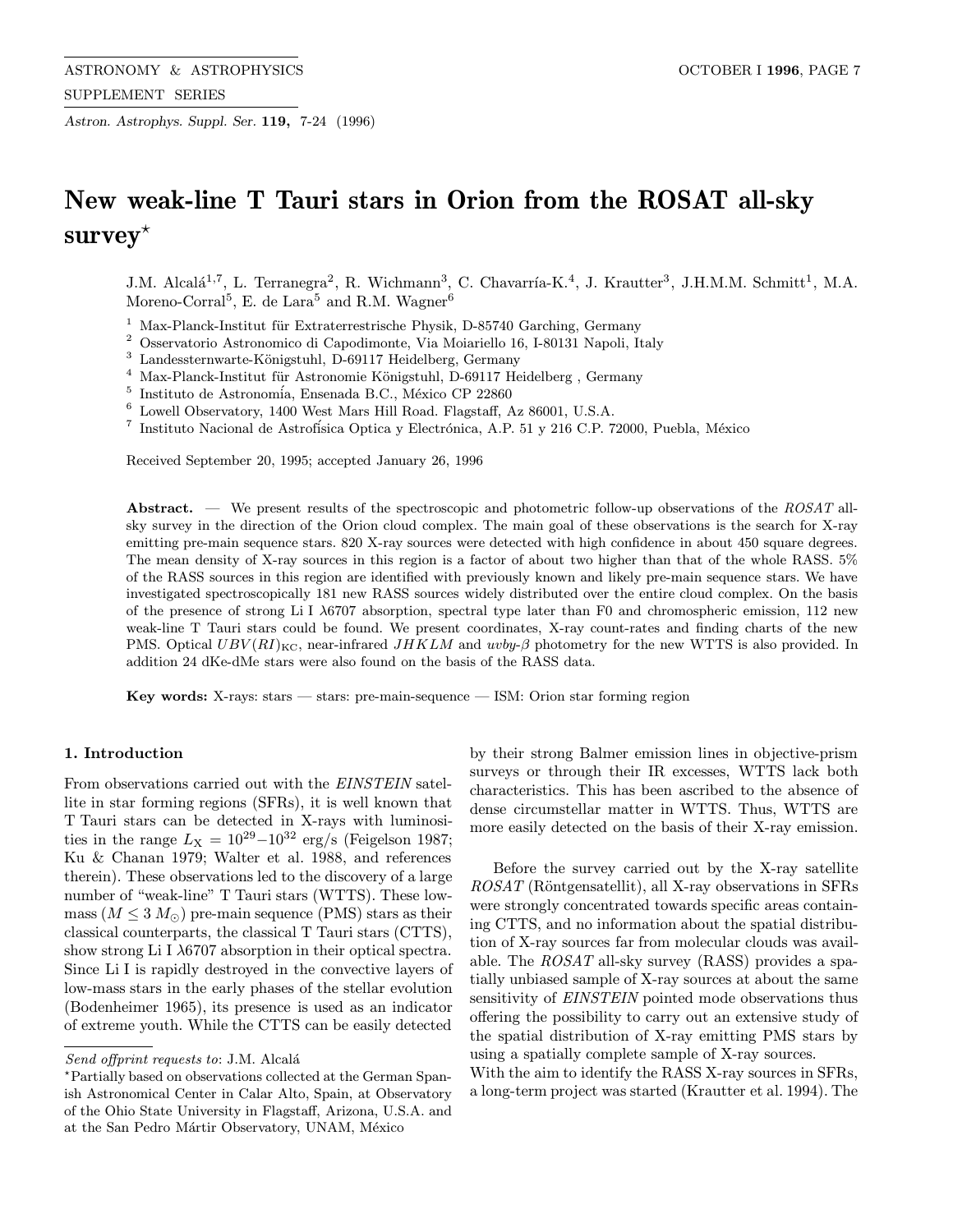# New weak-line T Tauri stars in Orion from the ROSAT all-sky survey*

J.M. Alcalá[1,7], L. Terranegra[2], R. Wichmann[3], C. Chavarría-K.[4], J. Krautter[3], J.H.M.M. Schmitt[1], M.A. Moreno-Corral[5], E. de Lara[5] and R.M. Wagner[6]

[1] Max-Planck-Institut für Extraterrestrische Physik, D-85740 Garching, Germany
[2] Osservatorio Astronomico di Capodimonte, Via Moiariello 16, I-80131 Napoli, Italy
[3] Landessternwarte-Königstuhl, D-69117 Heidelberg, Germany
[4] Max-Planck-Institut für Astronomie Königstuhl, D-69117 Heidelberg , Germany
[5] Instituto de Astronomía, Ensenada B.C., México CP 22860
[6] Lowell Observatory, 1400 West Mars Hill Road. Flagstaff, Az 86001, U.S.A.
[7] Instituto Nacional de Astrofísica Optica y Electrónica, A.P. 51 y 216 C.P. 72000, Puebla, México

Received September 20, 1995; accepted January 26, 1996

**Abstract.** — We present results of the spectroscopic and photometric follow-up observations of the *ROSAT* all-sky survey in the direction of the Orion cloud complex. The main goal of these observations is the search for X-ray emitting pre-main sequence stars. 820 X-ray sources were detected with high confidence in about 450 square degrees. The mean density of X-ray sources in this region is a factor of about two higher than that of the whole RASS. 5% of the RASS sources in this region are identified with previously known and likely pre-main sequence stars. We have investigated spectroscopically 181 new RASS sources widely distributed over the entire cloud complex. On the basis of the presence of strong Li I λ6707 absorption, spectral type later than F0 and chromospheric emission, 112 new weak-line T Tauri stars could be found. We present coordinates, X-ray count-rates and finding charts of the new PMS. Optical $UBV(RI)_{\rm KC}$, near-infrared $JHKLM$ and *uvby*-β photometry for the new WTTS is also provided. In addition 24 dKe-dMe stars were also found on the basis of the RASS data.

**Key words:** X-rays: stars — stars: pre-main-sequence — ISM: Orion star forming region

## 1. Introduction

From observations carried out with the *EINSTEIN* satellite in star forming regions (SFRs), it is well known that T Tauri stars can be detected in X-rays with luminosities in the range $L_{\rm X} = 10^{29}$–$10^{32}$ erg/s (Feigelson 1987; Ku & Chanan 1979; Walter et al. 1988, and references therein). These observations led to the discovery of a large number of "weak-line" T Tauri stars (WTTS). These low-mass ($M \leq 3\ M_{\odot}$) pre-main sequence (PMS) stars as their classical counterparts, the classical T Tauri stars (CTTS), show strong Li I λ6707 absorption in their optical spectra. Since Li I is rapidly destroyed in the convective layers of low-mass stars in the early phases of the stellar evolution (Bodenheimer 1965), its presence is used as an indicator of extreme youth. While the CTTS can be easily detected by their strong Balmer emission lines in objective-prism surveys or through their IR excesses, WTTS lack both characteristics. This has been ascribed to the absence of dense circumstellar matter in WTTS. Thus, WTTS are more easily detected on the basis of their X-ray emission.

Before the survey carried out by the X-ray satellite *ROSAT* (Röntgensatellit), all X-ray observations in SFRs were strongly concentrated towards specific areas containing CTTS, and no information about the spatial distribution of X-ray sources far from molecular clouds was available. The *ROSAT* all-sky survey (RASS) provides a spatially unbiased sample of X-ray sources at about the same sensitivity of *EINSTEIN* pointed mode observations thus offering the possibility to carry out an extensive study of the spatial distribution of X-ray emitting PMS stars by using a spatially complete sample of X-ray sources.

With the aim to identify the RASS X-ray sources in SFRs, a long-term project was started (Krautter et al. 1994). The

---

*Send offprint requests to*: J.M. Alcalá

*Partially based on observations collected at the German Spanish Astronomical Center in Calar Alto, Spain, at Observatory of the Ohio State University in Flagstaff, Arizona, U.S.A. and at the San Pedro Mártir Observatory, UNAM, México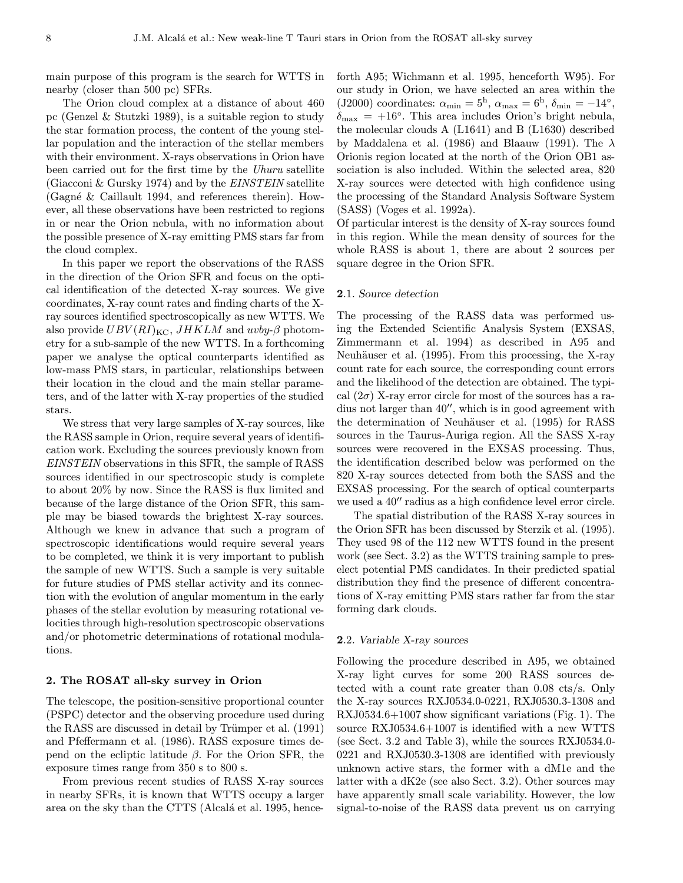main purpose of this program is the search for WTTS in nearby (closer than 500 pc) SFRs.

The Orion cloud complex at a distance of about 460 pc (Genzel & Stutzki 1989), is a suitable region to study the star formation process, the content of the young stellar population and the interaction of the stellar members with their environment. X-rays observations in Orion have been carried out for the first time by the *Uhuru* satellite (Giacconi & Gursky 1974) and by the *EINSTEIN* satellite (Gagné & Caillault 1994, and references therein). However, all these observations have been restricted to regions in or near the Orion nebula, with no information about the possible presence of X-ray emitting PMS stars far from the cloud complex.

In this paper we report the observations of the RASS in the direction of the Orion SFR and focus on the optical identification of the detected X-ray sources. We give coordinates, X-ray count rates and finding charts of the X-ray sources identified spectroscopically as new WTTS. We also provide $UBV(RI)_{\rm KC}$, $JHKLM$ and $uvby$-$\beta$ photometry for a sub-sample of the new WTTS. In a forthcoming paper we analyse the optical counterparts identified as low-mass PMS stars, in particular, relationships between their location in the cloud and the main stellar parameters, and of the latter with X-ray properties of the studied stars.

We stress that very large samples of X-ray sources, like the RASS sample in Orion, require several years of identification work. Excluding the sources previously known from *EINSTEIN* observations in this SFR, the sample of RASS sources identified in our spectroscopic study is complete to about 20% by now. Since the RASS is flux limited and because of the large distance of the Orion SFR, this sample may be biased towards the brightest X-ray sources. Although we knew in advance that such a program of spectroscopic identifications would require several years to be completed, we think it is very important to publish the sample of new WTTS. Such a sample is very suitable for future studies of PMS stellar activity and its connection with the evolution of angular momentum in the early phases of the stellar evolution by measuring rotational velocities through high-resolution spectroscopic observations and/or photometric determinations of rotational modulations.

## 2. The ROSAT all-sky survey in Orion

The telescope, the position-sensitive proportional counter (PSPC) detector and the observing procedure used during the RASS are discussed in detail by Trümper et al. (1991) and Pfeffermann et al. (1986). RASS exposure times depend on the ecliptic latitude $\beta$. For the Orion SFR, the exposure times range from 350 s to 800 s.

From previous recent studies of RASS X-ray sources in nearby SFRs, it is known that WTTS occupy a larger area on the sky than the CTTS (Alcalá et al. 1995, henceforth A95; Wichmann et al. 1995, henceforth W95). For our study in Orion, we have selected an area within the (J2000) coordinates: $\alpha_{\rm min} = 5^{\rm h}$, $\alpha_{\rm max} = 6^{\rm h}$, $\delta_{\rm min} = -14^\circ$, $\delta_{\rm max} = +16^\circ$. This area includes Orion's bright nebula, the molecular clouds A (L1641) and B (L1630) described by Maddalena et al. (1986) and Blaauw (1991). The $\lambda$ Orionis region located at the north of the Orion OB1 association is also included. Within the selected area, 820 X-ray sources were detected with high confidence using the processing of the Standard Analysis Software System (SASS) (Voges et al. 1992a).

Of particular interest is the density of X-ray sources found in this region. While the mean density of sources for the whole RASS is about 1, there are about 2 sources per square degree in the Orion SFR.

### 2.1. *Source detection*

The processing of the RASS data was performed using the Extended Scientific Analysis System (EXSAS, Zimmermann et al. 1994) as described in A95 and Neuhäuser et al. (1995). From this processing, the X-ray count rate for each source, the corresponding count errors and the likelihood of the detection are obtained. The typical $(2\sigma)$ X-ray error circle for most of the sources has a radius not larger than $40''$, which is in good agreement with the determination of Neuhäuser et al. (1995) for RASS sources in the Taurus-Auriga region. All the SASS X-ray sources were recovered in the EXSAS processing. Thus, the identification described below was performed on the 820 X-ray sources detected from both the SASS and the EXSAS processing. For the search of optical counterparts we used a $40''$ radius as a high confidence level error circle.

The spatial distribution of the RASS X-ray sources in the Orion SFR has been discussed by Sterzik et al. (1995). They used 98 of the 112 new WTTS found in the present work (see Sect. 3.2) as the WTTS training sample to preselect potential PMS candidates. In their predicted spatial distribution they find the presence of different concentrations of X-ray emitting PMS stars rather far from the star forming dark clouds.

### 2.2. *Variable X-ray sources*

Following the procedure described in A95, we obtained X-ray light curves for some 200 RASS sources detected with a count rate greater than 0.08 cts/s. Only the X-ray sources RXJ0534.0-0221, RXJ0530.3-1308 and RXJ0534.6+1007 show significant variations (Fig. 1). The source RXJ0534.6+1007 is identified with a new WTTS (see Sect. 3.2 and Table 3), while the sources RXJ0534.0-0221 and RXJ0530.3-1308 are identified with previously unknown active stars, the former with a dM1e and the latter with a dK2e (see also Sect. 3.2). Other sources may have apparently small scale variability. However, the low signal-to-noise of the RASS data prevent us on carrying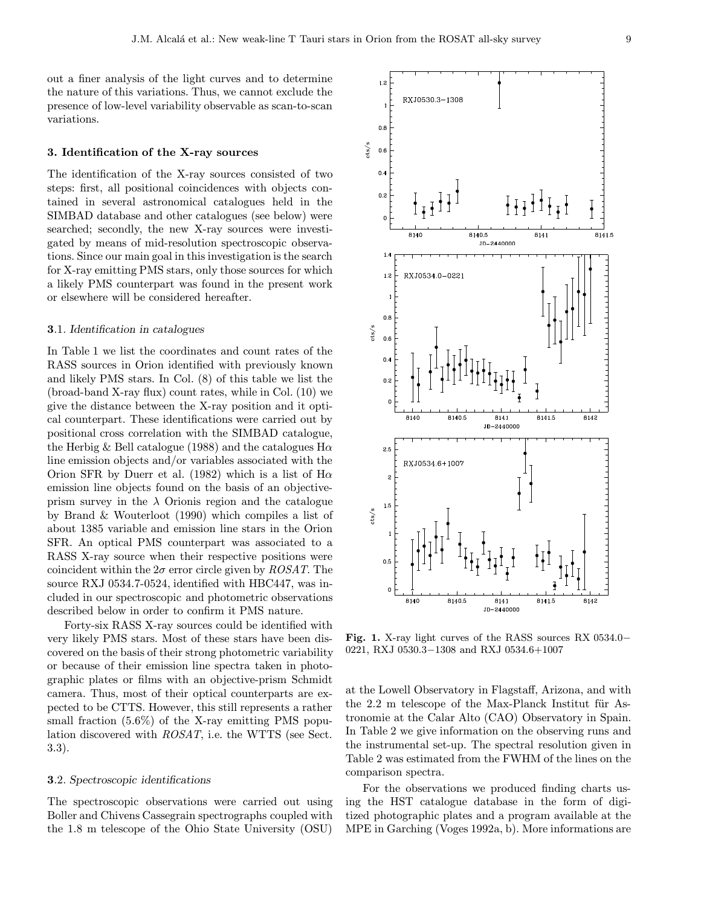out a finer analysis of the light curves and to determine the nature of this variations. Thus, we cannot exclude the presence of low-level variability observable as scan-to-scan variations.

## 3. Identification of the X-ray sources

The identification of the X-ray sources consisted of two steps: first, all positional coincidences with objects contained in several astronomical catalogues held in the SIMBAD database and other catalogues (see below) were searched; secondly, the new X-ray sources were investigated by means of mid-resolution spectroscopic observations. Since our main goal in this investigation is the search for X-ray emitting PMS stars, only those sources for which a likely PMS counterpart was found in the present work or elsewhere will be considered hereafter.

### 3.1. *Identification in catalogues*

In Table 1 we list the coordinates and count rates of the RASS sources in Orion identified with previously known and likely PMS stars. In Col. (8) of this table we list the (broad-band X-ray flux) count rates, while in Col. (10) we give the distance between the X-ray position and it optical counterpart. These identifications were carried out by positional cross correlation with the SIMBAD catalogue, the Herbig & Bell catalogue (1988) and the catalogues Hα line emission objects and/or variables associated with the Orion SFR by Duerr et al. (1982) which is a list of Hα emission line objects found on the basis of an objective-prism survey in the λ Orionis region and the catalogue by Brand & Wouterloot (1990) which compiles a list of about 1385 variable and emission line stars in the Orion SFR. An optical PMS counterpart was associated to a RASS X-ray source when their respective positions were coincident within the 2σ error circle given by *ROSAT*. The source RXJ 0534.7-0524, identified with HBC447, was included in our spectroscopic and photometric observations described below in order to confirm it PMS nature.

Forty-six RASS X-ray sources could be identified with very likely PMS stars. Most of these stars have been discovered on the basis of their strong photometric variability or because of their emission line spectra taken in photographic plates or films with an objective-prism Schmidt camera. Thus, most of their optical counterparts are expected to be CTTS. However, this still represents a rather small fraction (5.6%) of the X-ray emitting PMS population discovered with *ROSAT*, i.e. the WTTS (see Sect. 3.3).

### 3.2. *Spectroscopic identifications*

The spectroscopic observations were carried out using Boller and Chivens Cassegrain spectrographs coupled with the 1.8 m telescope of the Ohio State University (OSU) at the Lowell Observatory in Flagstaff, Arizona, and with the 2.2 m telescope of the Max-Planck Institut für Astronomie at the Calar Alto (CAO) Observatory in Spain. In Table 2 we give information on the observing runs and the instrumental set-up. The spectral resolution given in Table 2 was estimated from the FWHM of the lines on the comparison spectra.

For the observations we produced finding charts using the HST catalogue database in the form of digitized photographic plates and a program available at the MPE in Garching (Voges 1992a, b). More informations are

**Fig. 1.** X-ray light curves of the RASS sources RX 0534.0−0221, RXJ 0530.3−1308 and RXJ 0534.6+1007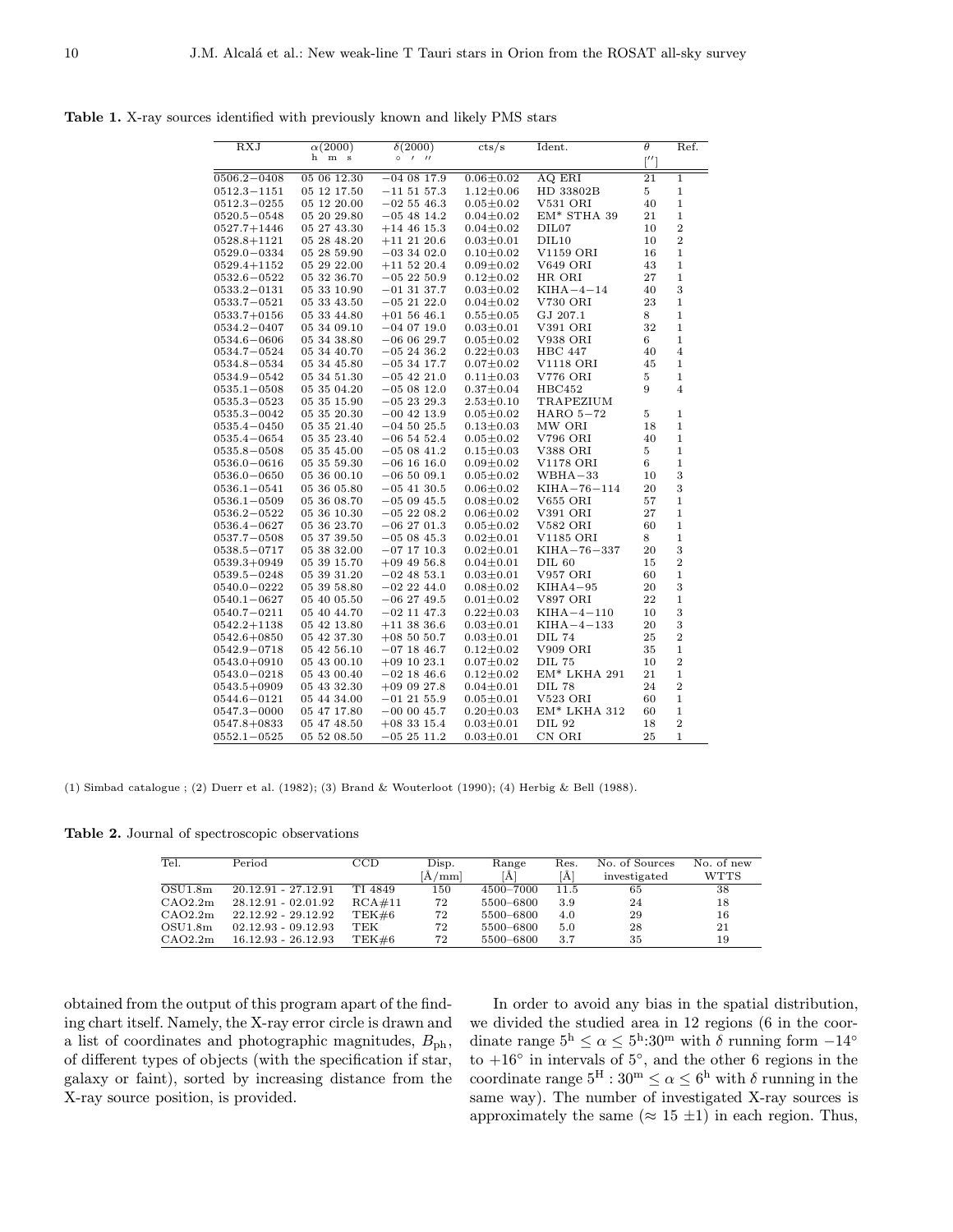**Table 1.** X-ray sources identified with previously known and likely PMS stars

| RXJ | α(2000) h m s | δ(2000) ° ′ ″ | cts/s | Ident. | θ [″] | Ref. |
|---|---|---|---|---|---|---|
| 0506.2−0408 | 05 06 12.30 | −04 08 17.9 | 0.06±0.02 | AQ ERI | 21 | 1 |
| 0512.3−1151 | 05 12 17.50 | −11 51 57.3 | 1.12±0.06 | HD 33802B | 5 | 1 |
| 0512.3−0255 | 05 12 20.00 | −02 55 46.3 | 0.05±0.02 | V531 ORI | 40 | 1 |
| 0520.5−0548 | 05 20 29.80 | −05 48 14.2 | 0.04±0.02 | EM* STHA 39 | 21 | 1 |
| 0527.7+1446 | 05 27 43.30 | +14 46 15.3 | 0.04±0.02 | DIL07 | 10 | 2 |
| 0528.8+1121 | 05 28 48.20 | +11 21 20.6 | 0.03±0.01 | DIL10 | 10 | 2 |
| 0529.0−0334 | 05 28 59.90 | −03 34 02.0 | 0.10±0.02 | V1159 ORI | 16 | 1 |
| 0529.4+1152 | 05 29 22.00 | +11 52 20.4 | 0.09±0.02 | V649 ORI | 43 | 1 |
| 0532.6−0522 | 05 32 36.70 | −05 22 50.9 | 0.12±0.02 | HR ORI | 27 | 1 |
| 0533.2−0131 | 05 33 10.90 | −01 31 37.7 | 0.03±0.02 | KIHA−4−14 | 40 | 3 |
| 0533.7−0521 | 05 33 43.50 | −05 21 22.0 | 0.04±0.02 | V730 ORI | 23 | 1 |
| 0533.7+0156 | 05 33 44.80 | +01 56 46.1 | 0.55±0.05 | GJ 207.1 | 8 | 1 |
| 0534.2−0407 | 05 34 09.10 | −04 07 19.0 | 0.03±0.01 | V391 ORI | 32 | 1 |
| 0534.6−0606 | 05 34 38.80 | −06 06 29.7 | 0.05±0.02 | V938 ORI | 6 | 1 |
| 0534.7−0524 | 05 34 40.70 | −05 24 36.2 | 0.22±0.03 | HBC 447 | 40 | 4 |
| 0534.8−0534 | 05 34 45.80 | −05 34 17.7 | 0.07±0.02 | V1118 ORI | 45 | 1 |
| 0534.9−0542 | 05 34 51.30 | −05 42 21.0 | 0.11±0.03 | V776 ORI | 5 | 1 |
| 0535.1−0508 | 05 35 04.20 | −05 08 12.0 | 0.37±0.04 | HBC452 | 9 | 4 |
| 0535.3−0523 | 05 35 15.90 | −05 23 29.3 | 2.53±0.10 | TRAPEZIUM | | |
| 0535.3−0042 | 05 35 20.30 | −00 42 13.9 | 0.05±0.02 | HARO 5−72 | 5 | 1 |
| 0535.4−0450 | 05 35 21.40 | −04 50 25.5 | 0.13±0.03 | MW ORI | 18 | 1 |
| 0535.4−0654 | 05 35 23.40 | −06 54 52.4 | 0.05±0.02 | V796 ORI | 40 | 1 |
| 0535.8−0508 | 05 35 45.00 | −05 08 41.2 | 0.15±0.03 | V388 ORI | 5 | 1 |
| 0536.0−0616 | 05 35 59.30 | −06 16 16.0 | 0.09±0.02 | V1178 ORI | 6 | 1 |
| 0536.0−0650 | 05 36 00.10 | −06 50 09.1 | 0.05±0.02 | WBHA−33 | 10 | 3 |
| 0536.1−0541 | 05 36 05.80 | −05 41 30.5 | 0.06±0.02 | KIHA−76−114 | 20 | 3 |
| 0536.1−0509 | 05 36 08.70 | −05 09 45.5 | 0.08±0.02 | V655 ORI | 57 | 1 |
| 0536.2−0522 | 05 36 10.30 | −05 22 08.2 | 0.06±0.02 | V391 ORI | 27 | 1 |
| 0536.4−0627 | 05 36 23.70 | −06 27 01.3 | 0.05±0.02 | V582 ORI | 60 | 1 |
| 0537.7−0508 | 05 37 39.50 | −05 08 45.3 | 0.02±0.01 | V1185 ORI | 8 | 1 |
| 0538.5−0717 | 05 38 32.00 | −07 17 10.3 | 0.02±0.01 | KIHA−76−337 | 20 | 3 |
| 0539.3+0949 | 05 39 15.70 | +09 49 56.8 | 0.04±0.01 | DIL 60 | 15 | 2 |
| 0539.5−0248 | 05 39 31.20 | −02 48 53.1 | 0.03±0.01 | V957 ORI | 60 | 1 |
| 0540.0−0222 | 05 39 58.80 | −02 22 44.0 | 0.08±0.02 | KIHA4−95 | 20 | 3 |
| 0540.1−0627 | 05 40 05.50 | −06 27 49.5 | 0.01±0.02 | V897 ORI | 22 | 1 |
| 0540.7−0211 | 05 40 44.70 | −02 11 47.3 | 0.22±0.03 | KIHA−4−110 | 10 | 3 |
| 0542.2+1138 | 05 42 13.80 | +11 38 36.6 | 0.03±0.01 | KIHA−4−133 | 20 | 3 |
| 0542.6+0850 | 05 42 37.30 | +08 50 50.7 | 0.03±0.01 | DIL 74 | 25 | 2 |
| 0542.9−0718 | 05 42 56.10 | −07 18 46.7 | 0.12±0.02 | V909 ORI | 35 | 1 |
| 0543.0+0910 | 05 43 00.10 | +09 10 23.1 | 0.07±0.02 | DIL 75 | 10 | 2 |
| 0543.0−0218 | 05 43 00.40 | −02 18 46.6 | 0.12±0.02 | EM* LKHA 291 | 21 | 1 |
| 0543.5+0909 | 05 43 32.30 | +09 09 27.8 | 0.04±0.01 | DIL 78 | 24 | 2 |
| 0544.6−0121 | 05 44 34.00 | −01 21 55.9 | 0.05±0.01 | V523 ORI | 60 | 1 |
| 0547.3−0000 | 05 47 17.80 | −00 00 45.7 | 0.20±0.03 | EM* LKHA 312 | 60 | 1 |
| 0547.8+0833 | 05 47 48.50 | +08 33 15.4 | 0.03±0.01 | DIL 92 | 18 | 2 |
| 0552.1−0525 | 05 52 08.50 | −05 25 11.2 | 0.03±0.01 | CN ORI | 25 | 1 |

(1) Simbad catalogue ; (2) Duerr et al. (1982); (3) Brand & Wouterloot (1990); (4) Herbig & Bell (1988).

**Table 2.** Journal of spectroscopic observations

| Tel. | Period | CCD | Disp. [Å/mm] | Range [Å] | Res. [Å] | No. of Sources investigated | No. of new WTTS |
|---|---|---|---|---|---|---|---|
| OSU1.8m | 20.12.91 - 27.12.91 | TI 4849 | 150 | 4500–7000 | 11.5 | 65 | 38 |
| CAO2.2m | 28.12.91 - 02.01.92 | RCA#11 | 72 | 5500–6800 | 3.9 | 24 | 18 |
| CAO2.2m | 22.12.92 - 29.12.92 | TEK#6 | 72 | 5500–6800 | 4.0 | 29 | 16 |
| OSU1.8m | 02.12.93 - 09.12.93 | TEK | 72 | 5500–6800 | 5.0 | 28 | 21 |
| CAO2.2m | 16.12.93 - 26.12.93 | TEK#6 | 72 | 5500–6800 | 3.7 | 35 | 19 |

obtained from the output of this program apart of the finding chart itself. Namely, the X-ray error circle is drawn and a list of coordinates and photographic magnitudes, $B_{\rm ph}$, of different types of objects (with the specification if star, galaxy or faint), sorted by increasing distance from the X-ray source position, is provided.

In order to avoid any bias in the spatial distribution, we divided the studied area in 12 regions (6 in the coordinate range $5^{\rm h} \leq \alpha \leq 5^{\rm h}{:}30^{\rm m}$ with $\delta$ running form $-14^\circ$ to $+16^\circ$ in intervals of $5^\circ$, and the other 6 regions in the coordinate range $5^{\rm H}:30^{\rm m} \leq \alpha \leq 6^{\rm h}$ with $\delta$ running in the same way). The number of investigated X-ray sources is approximately the same ($\approx 15 \pm 1$) in each region. Thus,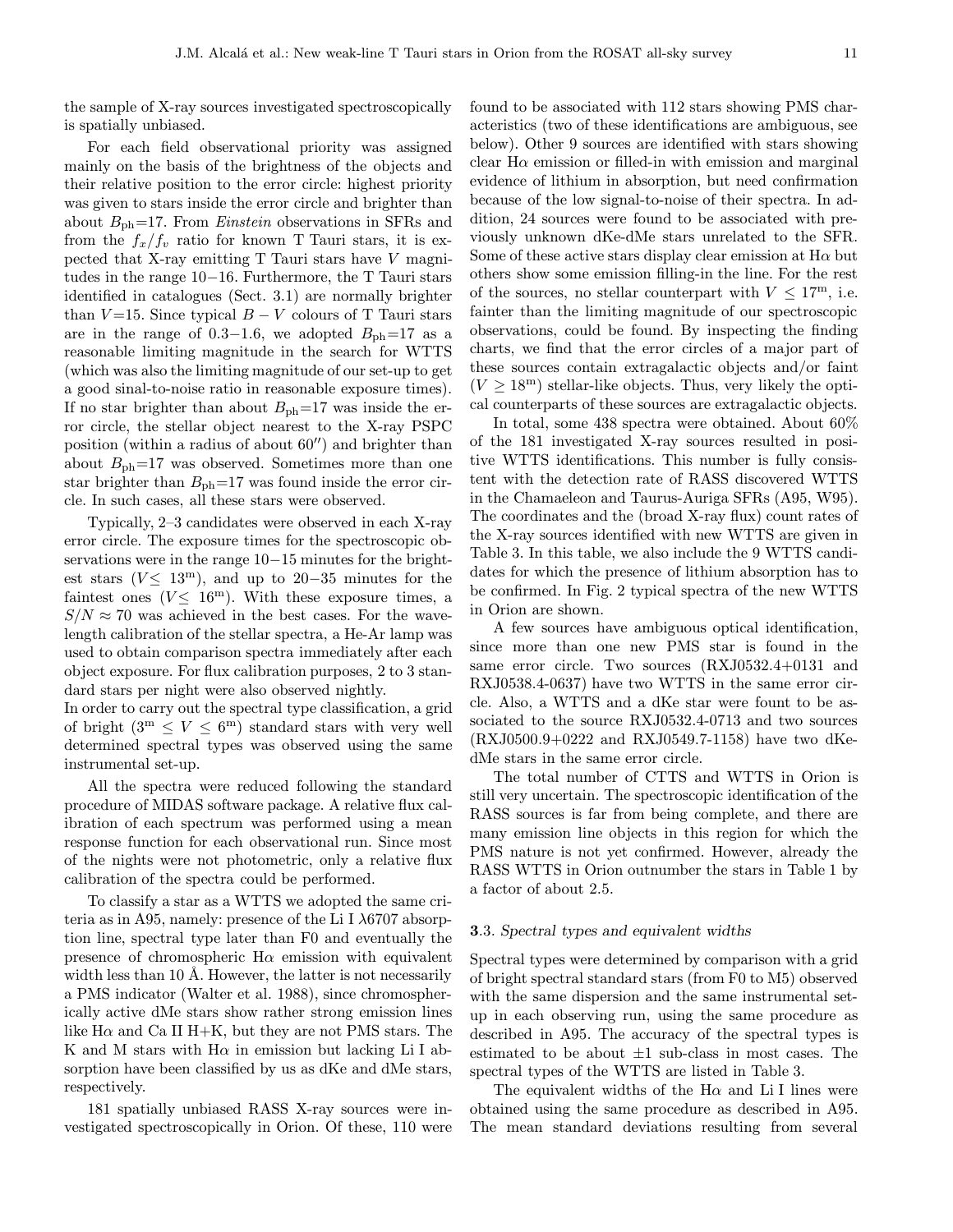the sample of X-ray sources investigated spectroscopically is spatially unbiased.

For each field observational priority was assigned mainly on the basis of the brightness of the objects and their relative position to the error circle: highest priority was given to stars inside the error circle and brighter than about $B_{\rm ph}$=17. From *Einstein* observations in SFRs and from the $f_x/f_v$ ratio for known T Tauri stars, it is expected that X-ray emitting T Tauri stars have $V$ magnitudes in the range 10−16. Furthermore, the T Tauri stars identified in catalogues (Sect. 3.1) are normally brighter than $V$=15. Since typical $B-V$ colours of T Tauri stars are in the range of 0.3−1.6, we adopted $B_{\rm ph}$=17 as a reasonable limiting magnitude in the search for WTTS (which was also the limiting magnitude of our set-up to get a good sinal-to-noise ratio in reasonable exposure times). If no star brighter than about $B_{\rm ph}$=17 was inside the error circle, the stellar object nearest to the X-ray PSPC position (within a radius of about 60″) and brighter than about $B_{\rm ph}$=17 was observed. Sometimes more than one star brighter than $B_{\rm ph}$=17 was found inside the error circle. In such cases, all these stars were observed.

Typically, 2–3 candidates were observed in each X-ray error circle. The exposure times for the spectroscopic observations were in the range 10−15 minutes for the brightest stars ($V \leq 13^{\rm m}$), and up to 20−35 minutes for the faintest ones ($V \leq 16^{\rm m}$). With these exposure times, a $S/N \approx 70$ was achieved in the best cases. For the wavelength calibration of the stellar spectra, a He-Ar lamp was used to obtain comparison spectra immediately after each object exposure. For flux calibration purposes, 2 to 3 standard stars per night were also observed nightly.
In order to carry out the spectral type classification, a grid of bright ($3^{\rm m} \leq V \leq 6^{\rm m}$) standard stars with very well determined spectral types was observed using the same instrumental set-up.

All the spectra were reduced following the standard procedure of MIDAS software package. A relative flux calibration of each spectrum was performed using a mean response function for each observational run. Since most of the nights were not photometric, only a relative flux calibration of the spectra could be performed.

To classify a star as a WTTS we adopted the same criteria as in A95, namely: presence of the Li I λ6707 absorption line, spectral type later than F0 and eventually the presence of chromospheric Hα emission with equivalent width less than 10 Å. However, the latter is not necessarily a PMS indicator (Walter et al. 1988), since chromospherically active dMe stars show rather strong emission lines like Hα and Ca II H+K, but they are not PMS stars. The K and M stars with Hα in emission but lacking Li I absorption have been classified by us as dKe and dMe stars, respectively.

181 spatially unbiased RASS X-ray sources were investigated spectroscopically in Orion. Of these, 110 were found to be associated with 112 stars showing PMS characteristics (two of these identifications are ambiguous, see below). Other 9 sources are identified with stars showing clear Hα emission or filled-in with emission and marginal evidence of lithium in absorption, but need confirmation because of the low signal-to-noise of their spectra. In addition, 24 sources were found to be associated with previously unknown dKe-dMe stars unrelated to the SFR. Some of these active stars display clear emission at Hα but others show some emission filling-in the line. For the rest of the sources, no stellar counterpart with $V \leq 17^{\rm m}$, i.e. fainter than the limiting magnitude of our spectroscopic observations, could be found. By inspecting the finding charts, we find that the error circles of a major part of these sources contain extragalactic objects and/or faint ($V \geq 18^{\rm m}$) stellar-like objects. Thus, very likely the optical counterparts of these sources are extragalactic objects.

In total, some 438 spectra were obtained. About 60% of the 181 investigated X-ray sources resulted in positive WTTS identifications. This number is fully consistent with the detection rate of RASS discovered WTTS in the Chamaeleon and Taurus-Auriga SFRs (A95, W95). The coordinates and the (broad X-ray flux) count rates of the X-ray sources identified with new WTTS are given in Table 3. In this table, we also include the 9 WTTS candidates for which the presence of lithium absorption has to be confirmed. In Fig. 2 typical spectra of the new WTTS in Orion are shown.

A few sources have ambiguous optical identification, since more than one new PMS star is found in the same error circle. Two sources (RXJ0532.4+0131 and RXJ0538.4-0637) have two WTTS in the same error circle. Also, a WTTS and a dKe star were fount to be associated to the source RXJ0532.4-0713 and two sources (RXJ0500.9+0222 and RXJ0549.7-1158) have two dKe-dMe stars in the same error circle.

The total number of CTTS and WTTS in Orion is still very uncertain. The spectroscopic identification of the RASS sources is far from being complete, and there are many emission line objects in this region for which the PMS nature is not yet confirmed. However, already the RASS WTTS in Orion outnumber the stars in Table 1 by a factor of about 2.5.

### 3.3. *Spectral types and equivalent widths*

Spectral types were determined by comparison with a grid of bright spectral standard stars (from F0 to M5) observed with the same dispersion and the same instrumental set-up in each observing run, using the same procedure as described in A95. The accuracy of the spectral types is estimated to be about ±1 sub-class in most cases. The spectral types of the WTTS are listed in Table 3.

The equivalent widths of the Hα and Li I lines were obtained using the same procedure as described in A95. The mean standard deviations resulting from several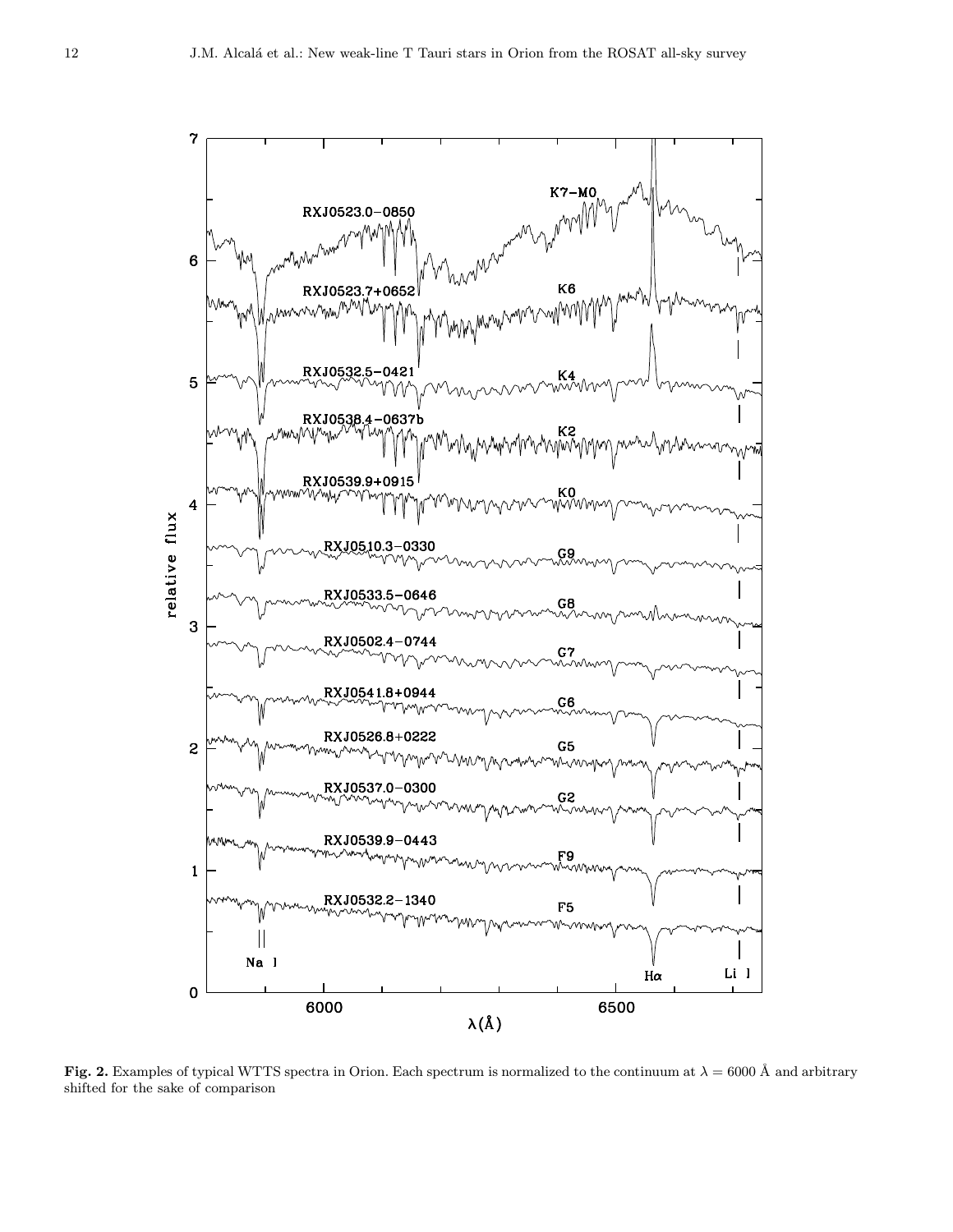**Fig. 2.** Examples of typical WTTS spectra in Orion. Each spectrum is normalized to the continuum at $\lambda = 6000$ Å and arbitrary shifted for the sake of comparison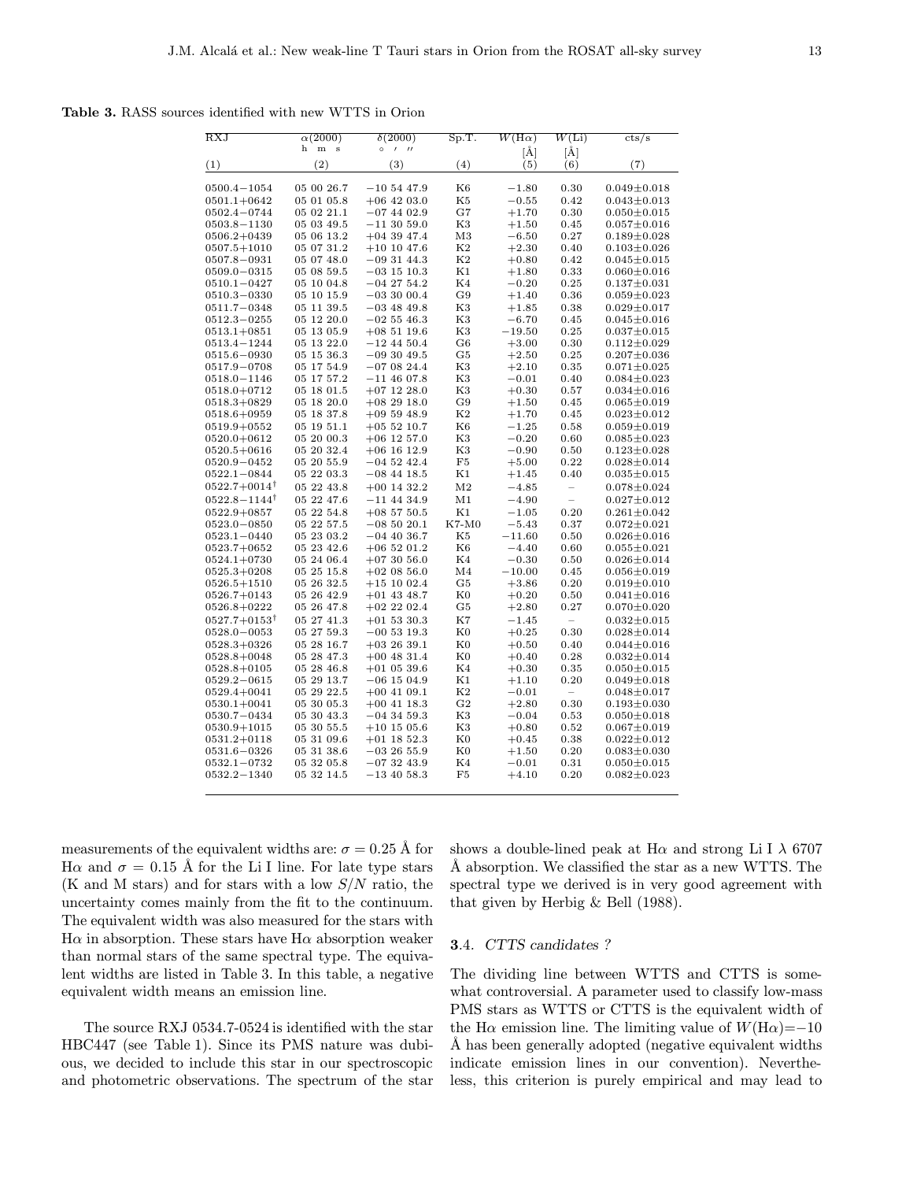**Table 3.** RASS sources identified with new WTTS in Orion

| RXJ | $\alpha(2000)$ h m s | $\delta(2000)$ ° ′ ″ | Sp.T. | $W(\mathrm{H}\alpha)$ [Å] | $W(\mathrm{Li})$ [Å] | cts/s |
|---|---|---|---|---|---|---|
| (1) | (2) | (3) | (4) | (5) | (6) | (7) |
| 0500.4−1054 | 05 00 26.7 | −10 54 47.9 | K6 | −1.80 | 0.30 | 0.049±0.018 |
| 0501.1+0642 | 05 01 05.8 | +06 42 03.0 | K5 | −0.55 | 0.42 | 0.043±0.013 |
| 0502.4−0744 | 05 02 21.1 | −07 44 02.9 | G7 | +1.70 | 0.30 | 0.050±0.015 |
| 0503.8−1130 | 05 03 49.5 | −11 30 59.0 | K3 | +1.50 | 0.45 | 0.057±0.016 |
| 0506.2+0439 | 05 06 13.2 | +04 39 47.4 | M3 | −6.50 | 0.27 | 0.189±0.028 |
| 0507.5+1010 | 05 07 31.2 | +10 10 47.6 | K2 | +2.30 | 0.40 | 0.103±0.026 |
| 0507.8−0931 | 05 07 48.0 | −09 31 44.3 | K2 | +0.80 | 0.42 | 0.045±0.015 |
| 0509.0−0315 | 05 08 59.5 | −03 15 10.3 | K1 | +1.80 | 0.33 | 0.060±0.016 |
| 0510.1−0427 | 05 10 04.8 | −04 27 54.2 | K4 | −0.20 | 0.25 | 0.137±0.031 |
| 0510.3−0330 | 05 10 15.9 | −03 30 00.4 | G9 | +1.40 | 0.36 | 0.059±0.023 |
| 0511.7−0348 | 05 11 39.5 | −03 48 49.8 | K3 | +1.85 | 0.38 | 0.029±0.017 |
| 0512.3−0255 | 05 12 20.0 | −02 55 46.3 | K3 | −6.70 | 0.45 | 0.045±0.016 |
| 0513.1+0851 | 05 13 05.9 | +08 51 19.6 | K3 | −19.50 | 0.25 | 0.037±0.015 |
| 0513.4−1244 | 05 13 22.0 | −12 44 50.4 | G6 | +3.00 | 0.30 | 0.112±0.029 |
| 0515.6−0930 | 05 15 36.3 | −09 30 49.5 | G5 | +2.50 | 0.25 | 0.207±0.036 |
| 0517.9−0708 | 05 17 54.9 | −07 08 24.4 | K3 | +2.10 | 0.35 | 0.071±0.025 |
| 0518.0−1146 | 05 17 57.2 | −11 46 07.8 | K3 | −0.01 | 0.40 | 0.084±0.023 |
| 0518.0+0712 | 05 18 01.5 | +07 12 28.0 | K3 | +0.30 | 0.57 | 0.034±0.016 |
| 0518.3+0829 | 05 18 20.0 | +08 29 18.0 | G9 | +1.50 | 0.45 | 0.065±0.019 |
| 0518.6+0959 | 05 18 37.8 | +09 59 48.9 | K2 | +1.70 | 0.45 | 0.023±0.012 |
| 0519.9+0552 | 05 19 51.1 | +05 52 10.7 | K6 | −1.25 | 0.58 | 0.059±0.019 |
| 0520.0+0612 | 05 20 00.3 | +06 12 57.0 | K3 | −0.20 | 0.60 | 0.085±0.023 |
| 0520.5+0616 | 05 20 32.4 | +06 16 12.9 | K3 | −0.90 | 0.50 | 0.123±0.028 |
| 0520.9−0452 | 05 20 55.9 | −04 52 42.4 | F5 | +5.00 | 0.22 | 0.028±0.014 |
| 0522.1−0844 | 05 22 03.3 | −08 44 18.5 | K1 | +1.45 | 0.40 | 0.035±0.015 |
| 0522.7+0014† | 05 22 43.8 | +00 14 32.2 | M2 | −4.85 | – | 0.078±0.024 |
| 0522.8−1144† | 05 22 47.6 | −11 44 34.9 | M1 | −4.90 | – | 0.027±0.012 |
| 0522.9+0857 | 05 22 54.8 | +08 57 50.5 | K1 | −1.05 | 0.20 | 0.261±0.042 |
| 0523.0−0850 | 05 22 57.5 | −08 50 20.1 | K7-M0 | −5.43 | 0.37 | 0.072±0.021 |
| 0523.1−0440 | 05 23 03.2 | −04 40 36.7 | K5 | −11.60 | 0.50 | 0.026±0.016 |
| 0523.7+0652 | 05 23 42.6 | +06 52 01.2 | K6 | −4.40 | 0.60 | 0.055±0.021 |
| 0524.1+0730 | 05 24 06.4 | +07 30 56.0 | K4 | −0.30 | 0.50 | 0.026±0.014 |
| 0525.3+0208 | 05 25 15.8 | +02 08 56.0 | M4 | −10.00 | 0.45 | 0.056±0.019 |
| 0526.5+1510 | 05 26 32.5 | +15 10 02.4 | G5 | +3.86 | 0.20 | 0.019±0.010 |
| 0526.7+0143 | 05 26 42.9 | +01 43 48.7 | K0 | +0.20 | 0.50 | 0.041±0.016 |
| 0526.8+0222 | 05 26 47.8 | +02 22 02.4 | G5 | +2.80 | 0.27 | 0.070±0.020 |
| 0527.7+0153† | 05 27 41.3 | +01 53 30.3 | K7 | −1.45 | – | 0.032±0.015 |
| 0528.0−0053 | 05 27 59.3 | −00 53 19.3 | K0 | +0.25 | 0.30 | 0.028±0.014 |
| 0528.3+0326 | 05 28 16.7 | +03 26 39.1 | K0 | +0.50 | 0.40 | 0.044±0.016 |
| 0528.8+0048 | 05 28 47.3 | +00 48 31.4 | K0 | +0.40 | 0.28 | 0.032±0.014 |
| 0528.8+0105 | 05 28 46.8 | +01 05 39.6 | K4 | +0.30 | 0.35 | 0.050±0.015 |
| 0529.2−0615 | 05 29 13.7 | −06 15 04.9 | K1 | +1.10 | 0.20 | 0.049±0.018 |
| 0529.4+0041 | 05 29 22.5 | +00 41 09.1 | K2 | −0.01 | – | 0.048±0.017 |
| 0530.1+0041 | 05 30 05.3 | +00 41 18.3 | G2 | +2.80 | 0.30 | 0.193±0.030 |
| 0530.7−0434 | 05 30 43.3 | −04 34 59.3 | K3 | −0.04 | 0.53 | 0.050±0.018 |
| 0530.9+1015 | 05 30 55.5 | +10 15 05.6 | K3 | +0.80 | 0.52 | 0.067±0.019 |
| 0531.2+0118 | 05 31 09.6 | +01 18 52.3 | K0 | +0.45 | 0.38 | 0.022±0.012 |
| 0531.6−0326 | 05 31 38.6 | −03 26 55.9 | K0 | +1.50 | 0.20 | 0.083±0.030 |
| 0532.1−0732 | 05 32 05.8 | −07 32 43.9 | K4 | −0.01 | 0.31 | 0.050±0.015 |
| 0532.2−1340 | 05 32 14.5 | −13 40 58.3 | F5 | +4.10 | 0.20 | 0.082±0.023 |

measurements of the equivalent widths are: $\sigma = 0.25$ Å for H$\alpha$ and $\sigma = 0.15$ Å for the Li I line. For late type stars (K and M stars) and for stars with a low $S/N$ ratio, the uncertainty comes mainly from the fit to the continuum. The equivalent width was also measured for the stars with H$\alpha$ in absorption. These stars have H$\alpha$ absorption weaker than normal stars of the same spectral type. The equivalent widths are listed in Table 3. In this table, a negative equivalent width means an emission line.

The source RXJ 0534.7-0524 is identified with the star HBC447 (see Table 1). Since its PMS nature was dubious, we decided to include this star in our spectroscopic and photometric observations. The spectrum of the star shows a double-lined peak at H$\alpha$ and strong Li I $\lambda$ 6707 Å absorption. We classified the star as a new WTTS. The spectral type we derived is in very good agreement with that given by Herbig & Bell (1988).

### **3**.4. *CTTS candidates ?*

The dividing line between WTTS and CTTS is somewhat controversial. A parameter used to classify low-mass PMS stars as WTTS or CTTS is the equivalent width of the H$\alpha$ emission line. The limiting value of $W(\mathrm{H}\alpha)=-10$ Å has been generally adopted (negative equivalent widths indicate emission lines in our convention). Nevertheless, this criterion is purely empirical and may lead to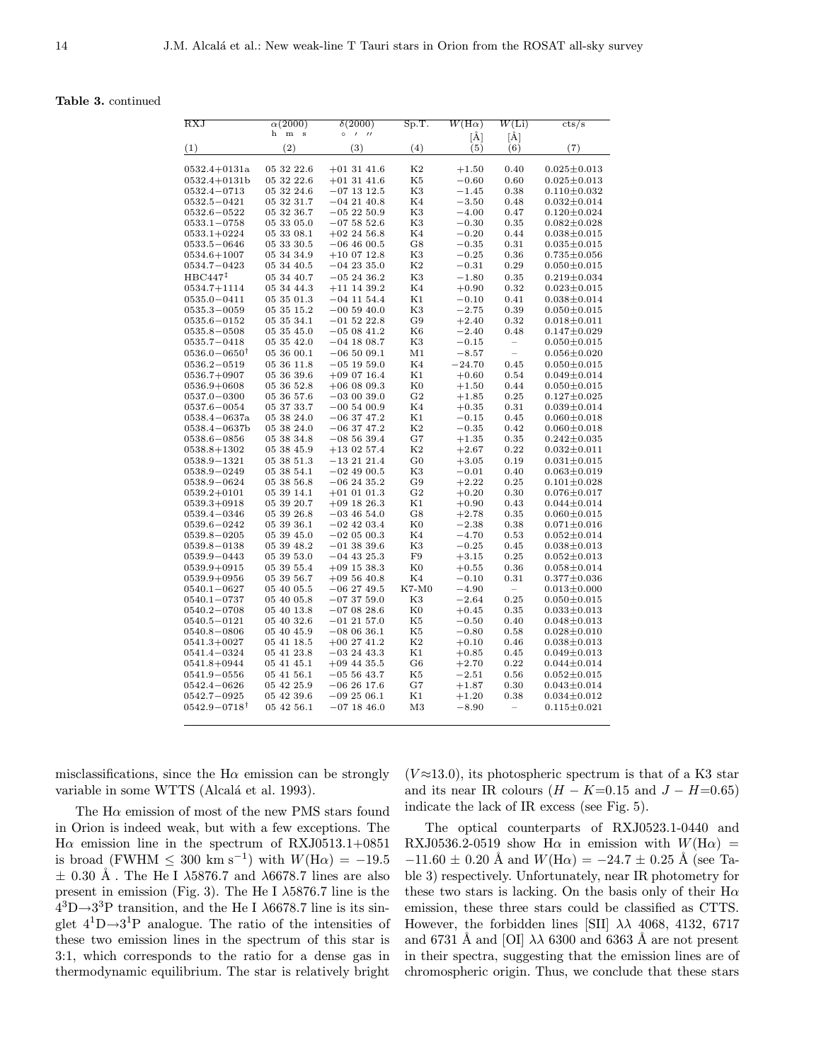**Table 3.** continued

| RXJ | α(2000) | δ(2000) | Sp.T. | $W(\mathrm{H}\alpha)$ | $W(\mathrm{Li})$ | cts/s |
|---|---|---|---|---|---|---|
| | h m s | ° ′ ″ | | [Å] | [Å] | |
| (1) | (2) | (3) | (4) | (5) | (6) | (7) |
| 0532.4+0131a | 05 32 22.6 | +01 31 41.6 | K2 | +1.50 | 0.40 | 0.025±0.013 |
| 0532.4+0131b | 05 32 22.6 | +01 31 41.6 | K5 | −0.60 | 0.60 | 0.025±0.013 |
| 0532.4−0713 | 05 32 24.6 | −07 13 12.5 | K3 | −1.45 | 0.38 | 0.110±0.032 |
| 0532.5−0421 | 05 32 31.7 | −04 21 40.8 | K4 | −3.50 | 0.48 | 0.032±0.014 |
| 0532.6−0522 | 05 32 36.7 | −05 22 50.9 | K3 | −4.00 | 0.47 | 0.120±0.024 |
| 0533.1−0758 | 05 33 05.0 | −07 58 52.6 | K3 | −0.30 | 0.35 | 0.082±0.028 |
| 0533.1+0224 | 05 33 08.1 | +02 24 56.8 | K4 | −0.20 | 0.44 | 0.038±0.015 |
| 0533.5−0646 | 05 33 30.5 | −06 46 00.5 | G8 | −0.35 | 0.31 | 0.035±0.015 |
| 0534.6+1007 | 05 34 34.9 | +10 07 12.8 | K3 | −0.25 | 0.36 | 0.735±0.056 |
| 0534.7−0423 | 05 34 40.5 | −04 23 35.0 | K2 | −0.31 | 0.29 | 0.050±0.015 |
| HBC447[‡] | 05 34 40.7 | −05 24 36.2 | K3 | −1.80 | 0.35 | 0.219±0.034 |
| 0534.7+1114 | 05 34 44.3 | +11 14 39.2 | K4 | +0.90 | 0.32 | 0.023±0.015 |
| 0535.0−0411 | 05 35 01.3 | −04 11 54.4 | K1 | −0.10 | 0.41 | 0.038±0.014 |
| 0535.3−0059 | 05 35 15.2 | −00 59 40.0 | K3 | −2.75 | 0.39 | 0.050±0.015 |
| 0535.6−0152 | 05 35 34.1 | −01 52 22.8 | G9 | +2.40 | 0.32 | 0.018±0.011 |
| 0535.8−0508 | 05 35 45.0 | −05 08 41.2 | K6 | −2.40 | 0.48 | 0.147±0.029 |
| 0535.7−0418 | 05 35 42.0 | −04 18 08.7 | K3 | −0.15 | – | 0.050±0.015 |
| 0536.0−0650[†] | 05 36 00.1 | −06 50 09.1 | M1 | −8.57 | – | 0.056±0.020 |
| 0536.2−0519 | 05 36 11.8 | −05 19 59.0 | K4 | −24.70 | 0.45 | 0.050±0.015 |
| 0536.7+0907 | 05 36 39.6 | +09 07 16.4 | K1 | +0.60 | 0.54 | 0.049±0.014 |
| 0536.9+0608 | 05 36 52.8 | +06 08 09.3 | K0 | +1.50 | 0.44 | 0.050±0.015 |
| 0537.0−0300 | 05 36 57.6 | −03 00 39.0 | G2 | +1.85 | 0.25 | 0.127±0.025 |
| 0537.6−0054 | 05 37 33.7 | −00 54 00.9 | K4 | +0.35 | 0.31 | 0.039±0.014 |
| 0538.4−0637a | 05 38 24.0 | −06 37 47.2 | K1 | −0.15 | 0.45 | 0.060±0.018 |
| 0538.4−0637b | 05 38 24.0 | −06 37 47.2 | K2 | −0.35 | 0.42 | 0.060±0.018 |
| 0538.6−0856 | 05 38 34.8 | −08 56 39.4 | G7 | +1.35 | 0.35 | 0.242±0.035 |
| 0538.8+1302 | 05 38 45.9 | +13 02 57.4 | K2 | +2.67 | 0.22 | 0.032±0.011 |
| 0538.9−1321 | 05 38 51.3 | −13 21 21.4 | G0 | +3.05 | 0.19 | 0.031±0.015 |
| 0538.9−0249 | 05 38 54.1 | −02 49 00.5 | K3 | −0.01 | 0.40 | 0.063±0.019 |
| 0538.9−0624 | 05 38 56.8 | −06 24 35.2 | G9 | +2.22 | 0.25 | 0.101±0.028 |
| 0539.2+0101 | 05 39 14.1 | +01 01 01.3 | G2 | +0.20 | 0.30 | 0.076±0.017 |
| 0539.3+0918 | 05 39 20.7 | +09 18 26.3 | K1 | +0.90 | 0.43 | 0.044±0.014 |
| 0539.4−0346 | 05 39 26.8 | −03 46 54.0 | G8 | +2.78 | 0.35 | 0.060±0.015 |
| 0539.6−0242 | 05 39 36.1 | −02 42 03.4 | K0 | −2.38 | 0.38 | 0.071±0.016 |
| 0539.8−0205 | 05 39 45.0 | −02 05 00.3 | K4 | −4.70 | 0.53 | 0.052±0.014 |
| 0539.8−0138 | 05 39 48.2 | −01 38 39.6 | K3 | −0.25 | 0.45 | 0.038±0.013 |
| 0539.9−0443 | 05 39 53.0 | −04 43 25.3 | F9 | +3.15 | 0.25 | 0.052±0.013 |
| 0539.9+0915 | 05 39 55.4 | +09 15 38.3 | K0 | +0.55 | 0.36 | 0.058±0.014 |
| 0539.9+0956 | 05 39 56.7 | +09 56 40.8 | K4 | −0.10 | 0.31 | 0.377±0.036 |
| 0540.1−0627 | 05 40 05.5 | −06 27 49.5 | K7-M0 | −4.90 | – | 0.013±0.000 |
| 0540.1−0737 | 05 40 05.8 | −07 37 59.0 | K3 | −2.64 | 0.25 | 0.050±0.015 |
| 0540.2−0708 | 05 40 13.8 | −07 08 28.6 | K0 | +0.45 | 0.35 | 0.033±0.013 |
| 0540.5−0121 | 05 40 32.6 | −01 21 57.0 | K5 | −0.50 | 0.40 | 0.048±0.013 |
| 0540.8−0806 | 05 40 45.9 | −08 06 36.1 | K5 | −0.80 | 0.58 | 0.028±0.010 |
| 0541.3+0027 | 05 41 18.5 | +00 27 41.2 | K2 | +0.10 | 0.46 | 0.038±0.013 |
| 0541.4−0324 | 05 41 23.8 | −03 24 43.3 | K1 | +0.85 | 0.45 | 0.049±0.013 |
| 0541.8+0944 | 05 41 45.1 | +09 44 35.5 | G6 | +2.70 | 0.22 | 0.044±0.014 |
| 0541.9−0556 | 05 41 56.1 | −05 56 43.7 | K5 | −2.51 | 0.56 | 0.052±0.015 |
| 0542.4−0626 | 05 42 25.9 | −06 26 17.6 | G7 | +1.87 | 0.30 | 0.043±0.014 |
| 0542.7−0925 | 05 42 39.6 | −09 25 06.1 | K1 | +1.20 | 0.38 | 0.034±0.012 |
| 0542.9−0718[†] | 05 42 56.1 | −07 18 46.0 | M3 | −8.90 | – | 0.115±0.021 |

misclassifications, since the Hα emission can be strongly variable in some WTTS (Alcalá et al. 1993).

The Hα emission of most of the new PMS stars found in Orion is indeed weak, but with a few exceptions. The Hα emission line in the spectrum of RXJ0513.1+0851 is broad (FWHM ≤ 300 km s$^{-1}$) with $W(\mathrm{H}\alpha) = -19.5 \pm 0.30$ Å . The He I λ5876.7 and λ6678.7 lines are also present in emission (Fig. 3). The He I λ5876.7 line is the $4^3\mathrm{D}\rightarrow 3^3\mathrm{P}$ transition, and the He I λ6678.7 line is its singlet $4^1\mathrm{D}\rightarrow 3^1\mathrm{P}$ analogue. The ratio of the intensities of these two emission lines in the spectrum of this star is 3:1, which corresponds to the ratio for a dense gas in thermodynamic equilibrium. The star is relatively bright ($V\approx13.0$), its photospheric spectrum is that of a K3 star and its near IR colours ($H-K$=0.15 and $J-H$=0.65) indicate the lack of IR excess (see Fig. 5).

The optical counterparts of RXJ0523.1-0440 and RXJ0536.2-0519 show Hα in emission with $W(\mathrm{H}\alpha) = -11.60 \pm 0.20$ Å and $W(\mathrm{H}\alpha) = -24.7 \pm 0.25$ Å (see Table 3) respectively. Unfortunately, near IR photometry for these two stars is lacking. On the basis only of their Hα emission, these three stars could be classified as CTTS. However, the forbidden lines [SII] λλ 4068, 4132, 6717 and 6731 Å and [OI] λλ 6300 and 6363 Å are not present in their spectra, suggesting that the emission lines are of chromospheric origin. Thus, we conclude that these stars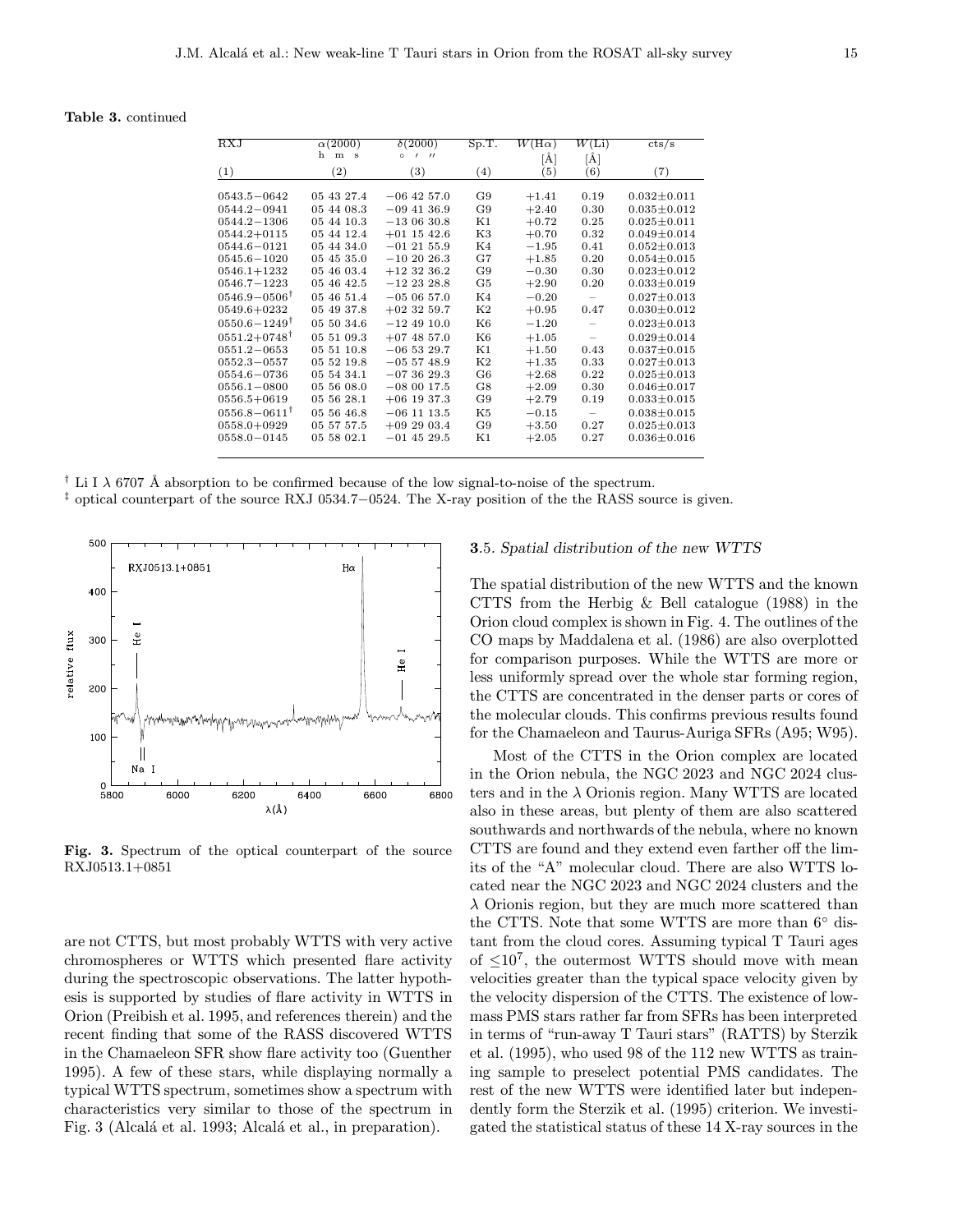**Table 3.** continued

| RXJ | α(2000) h m s | δ(2000) ° ′ ″ | Sp.T. | $W$(Hα) [Å] | $W$(Li) [Å] | cts/s |
|---|---|---|---|---|---|---|
| (1) | (2) | (3) | (4) | (5) | (6) | (7) |
| 0543.5−0642 | 05 43 27.4 | −06 42 57.0 | G9 | +1.41 | 0.19 | 0.032±0.011 |
| 0544.2−0941 | 05 44 08.3 | −09 41 36.9 | G9 | +2.40 | 0.30 | 0.035±0.012 |
| 0544.2−1306 | 05 44 10.3 | −13 06 30.8 | K1 | +0.72 | 0.25 | 0.025±0.011 |
| 0544.2+0115 | 05 44 12.4 | +01 15 42.6 | K3 | +0.70 | 0.32 | 0.049±0.014 |
| 0544.6−0121 | 05 44 34.0 | −01 21 55.9 | K4 | −1.95 | 0.41 | 0.052±0.013 |
| 0545.6−1020 | 05 45 35.0 | −10 20 26.3 | G7 | +1.85 | 0.20 | 0.054±0.015 |
| 0546.1+1232 | 05 46 03.4 | +12 32 36.2 | G9 | −0.30 | 0.30 | 0.023±0.012 |
| 0546.7−1223 | 05 46 42.5 | −12 23 28.8 | G5 | +2.90 | 0.20 | 0.033±0.019 |
| 0546.9−0506[†] | 05 46 51.4 | −05 06 57.0 | K4 | −0.20 | – | 0.027±0.013 |
| 0549.6+0232 | 05 49 37.8 | +02 32 59.7 | K2 | +0.95 | 0.47 | 0.030±0.012 |
| 0550.6−1249[†] | 05 50 34.6 | −12 49 10.0 | K6 | −1.20 | – | 0.023±0.013 |
| 0551.2+0748[†] | 05 51 09.3 | +07 48 57.0 | K6 | +1.05 | – | 0.029±0.014 |
| 0551.2−0653 | 05 51 10.8 | −06 53 29.7 | K1 | +1.50 | 0.43 | 0.037±0.015 |
| 0552.3−0557 | 05 52 19.8 | −05 57 48.9 | K2 | +1.35 | 0.33 | 0.027±0.013 |
| 0554.6−0736 | 05 54 34.1 | −07 36 29.3 | G6 | +2.68 | 0.22 | 0.025±0.013 |
| 0556.1−0800 | 05 56 08.0 | −08 00 17.5 | G8 | +2.09 | 0.30 | 0.046±0.017 |
| 0556.5+0619 | 05 56 28.1 | +06 19 37.3 | G9 | +2.79 | 0.19 | 0.033±0.015 |
| 0556.8−0611[†] | 05 56 46.8 | −06 11 13.5 | K5 | −0.15 | – | 0.038±0.015 |
| 0558.0+0929 | 05 57 57.5 | +09 29 03.4 | G9 | +3.50 | 0.27 | 0.025±0.013 |
| 0558.0−0145 | 05 58 02.1 | −01 45 29.5 | K1 | +2.05 | 0.27 | 0.036±0.016 |

[†] Li I λ 6707 Å absorption to be confirmed because of the low signal-to-noise of the spectrum.
[‡] optical counterpart of the source RXJ 0534.7−0524. The X-ray position of the the RASS source is given.

**Fig. 3.** Spectrum of the optical counterpart of the source RXJ0513.1+0851

are not CTTS, but most probably WTTS with very active chromospheres or WTTS which presented flare activity during the spectroscopic observations. The latter hypothesis is supported by studies of flare activity in WTTS in Orion (Preibish et al. 1995, and references therein) and the recent finding that some of the RASS discovered WTTS in the Chamaeleon SFR show flare activity too (Guenther 1995). A few of these stars, while displaying normally a typical WTTS spectrum, sometimes show a spectrum with characteristics very similar to those of the spectrum in Fig. 3 (Alcalá et al. 1993; Alcalá et al., in preparation).

### 3.5. *Spatial distribution of the new WTTS*

The spatial distribution of the new WTTS and the known CTTS from the Herbig & Bell catalogue (1988) in the Orion cloud complex is shown in Fig. 4. The outlines of the CO maps by Maddalena et al. (1986) are also overplotted for comparison purposes. While the WTTS are more or less uniformly spread over the whole star forming region, the CTTS are concentrated in the denser parts or cores of the molecular clouds. This confirms previous results found for the Chamaeleon and Taurus-Auriga SFRs (A95; W95).

Most of the CTTS in the Orion complex are located in the Orion nebula, the NGC 2023 and NGC 2024 clusters and in the λ Orionis region. Many WTTS are located also in these areas, but plenty of them are also scattered southwards and northwards of the nebula, where no known CTTS are found and they extend even farther off the limits of the "A" molecular cloud. There are also WTTS located near the NGC 2023 and NGC 2024 clusters and the λ Orionis region, but they are much more scattered than the CTTS. Note that some WTTS are more than 6° distant from the cloud cores. Assuming typical T Tauri ages of $\leq 10^7$, the outermost WTTS should move with mean velocities greater than the typical space velocity given by the velocity dispersion of the CTTS. The existence of low-mass PMS stars rather far from SFRs has been interpreted in terms of "run-away T Tauri stars" (RATTS) by Sterzik et al. (1995), who used 98 of the 112 new WTTS as training sample to preselect potential PMS candidates. The rest of the new WTTS were identified later but independently form the Sterzik et al. (1995) criterion. We investigated the statistical status of these 14 X-ray sources in the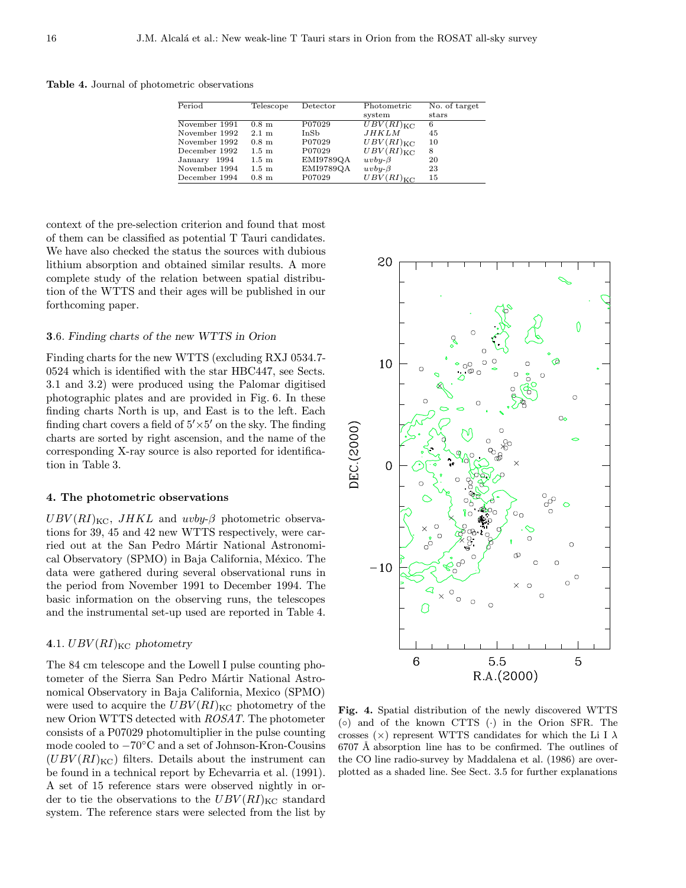**Table 4.** Journal of photometric observations

| Period | Telescope | Detector | Photometric system | No. of target stars |
|---|---|---|---|---|
| November 1991 | 0.8 m | P07029 | $UBV(RI)_{\rm KC}$ | 6 |
| November 1992 | 2.1 m | InSb | $JHKLM$ | 45 |
| November 1992 | 0.8 m | P07029 | $UBV(RI)_{\rm KC}$ | 10 |
| December 1992 | 1.5 m | P07029 | $UBV(RI)_{\rm KC}$ | 8 |
| January 1994 | 1.5 m | EMI9789QA | $uvby$-$\beta$ | 20 |
| November 1994 | 1.5 m | EMI9789QA | $uvby$-$\beta$ | 23 |
| December 1994 | 0.8 m | P07029 | $UBV(RI)_{\rm KC}$ | 15 |

context of the pre-selection criterion and found that most of them can be classified as potential T Tauri candidates. We have also checked the status the sources with dubious lithium absorption and obtained similar results. A more complete study of the relation between spatial distribution of the WTTS and their ages will be published in our forthcoming paper.

### 3.6. *Finding charts of the new WTTS in Orion*

Finding charts for the new WTTS (excluding RXJ 0534.7-0524 which is identified with the star HBC447, see Sects. 3.1 and 3.2) were produced using the Palomar digitised photographic plates and are provided in Fig. 6. In these finding charts North is up, and East is to the left. Each finding chart covers a field of $5' \times 5'$ on the sky. The finding charts are sorted by right ascension, and the name of the corresponding X-ray source is also reported for identification in Table 3.

## 4. The photometric observations

$UBV(RI)_{\rm KC}$, $JHKL$ and $uvby$-$\beta$ photometric observations for 39, 45 and 42 new WTTS respectively, were carried out at the San Pedro Mártir National Astronomical Observatory (SPMO) in Baja California, México. The data were gathered during several observational runs in the period from November 1991 to December 1994. The basic information on the observing runs, the telescopes and the instrumental set-up used are reported in Table 4.

### 4.1. $UBV(RI)_{\rm KC}$ *photometry*

The 84 cm telescope and the Lowell I pulse counting photometer of the Sierra San Pedro Mártir National Astronomical Observatory in Baja California, Mexico (SPMO) were used to acquire the $UBV(RI)_{\rm KC}$ photometry of the new Orion WTTS detected with *ROSAT*. The photometer consists of a P07029 photomultiplier in the pulse counting mode cooled to $-70^{\circ}$C and a set of Johnson-Kron-Cousins ($UBV(RI)_{\rm KC}$) filters. Details about the instrument can be found in a technical report by Echevarria et al. (1991). A set of 15 reference stars were observed nightly in order to tie the observations to the $UBV(RI)_{\rm KC}$ standard system. The reference stars were selected from the list by

**Fig. 4.** Spatial distribution of the newly discovered WTTS (○) and of the known CTTS (·) in the Orion SFR. The crosses (×) represent WTTS candidates for which the Li I $\lambda$ 6707 Å absorption line has to be confirmed. The outlines of the CO line radio-survey by Maddalena et al. (1986) are overplotted as a shaded line. See Sect. 3.5 for further explanations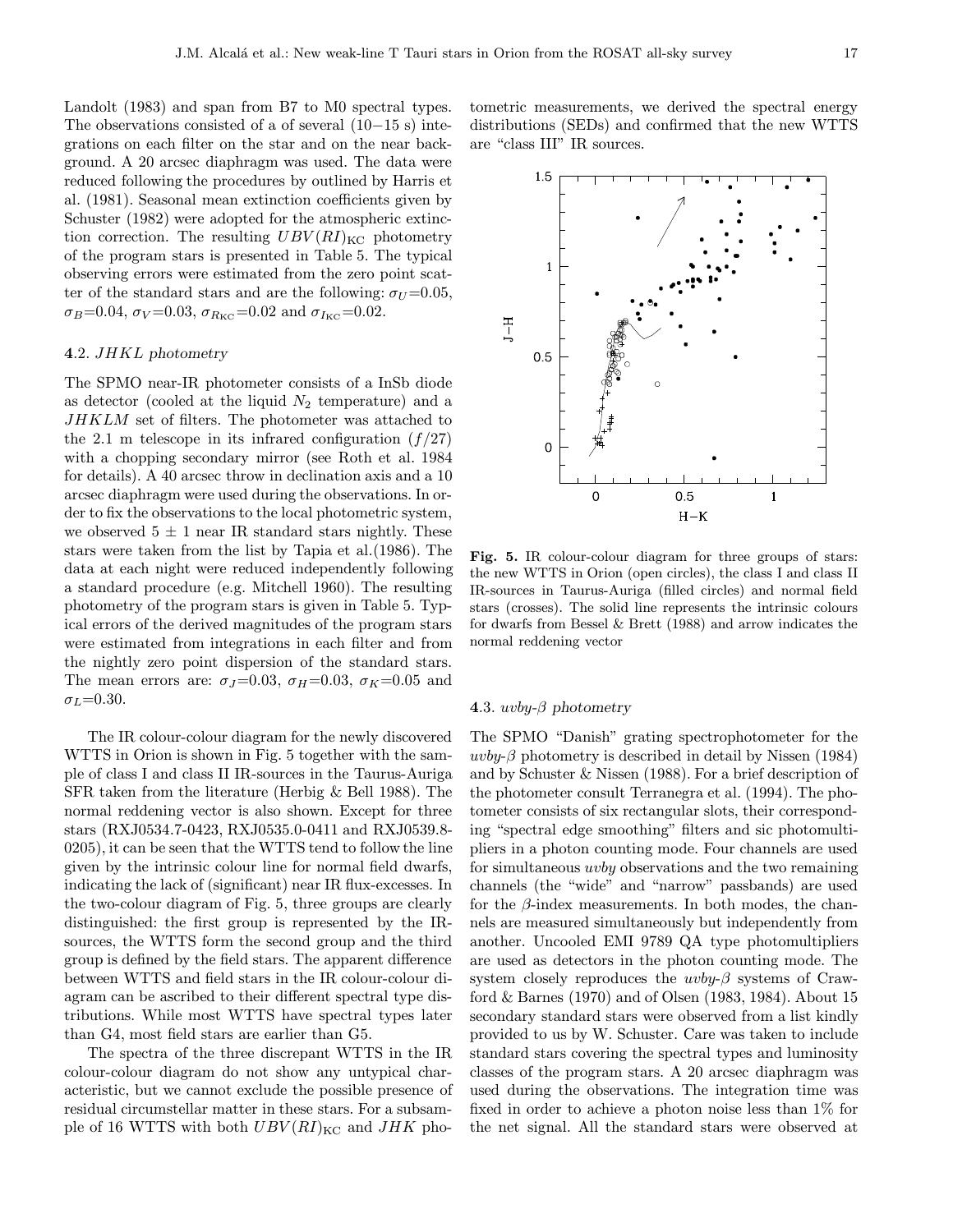Landolt (1983) and span from B7 to M0 spectral types. The observations consisted of a of several (10−15 s) integrations on each filter on the star and on the near background. A 20 arcsec diaphragm was used. The data were reduced following the procedures by outlined by Harris et al. (1981). Seasonal mean extinction coefficients given by Schuster (1982) were adopted for the atmospheric extinction correction. The resulting $UBV(RI)_{\rm KC}$ photometry of the program stars is presented in Table 5. The typical observing errors were estimated from the zero point scatter of the standard stars and are the following: $\sigma_U$=0.05, $\sigma_B$=0.04, $\sigma_V$=0.03, $\sigma_{R_{\rm KC}}$=0.02 and $\sigma_{I_{\rm KC}}$=0.02.

### 4.2. *JHKL photometry*

The SPMO near-IR photometer consists of a InSb diode as detector (cooled at the liquid $N_2$ temperature) and a *JHKLM* set of filters. The photometer was attached to the 2.1 m telescope in its infrared configuration ($f/27$) with a chopping secondary mirror (see Roth et al. 1984 for details). A 40 arcsec throw in declination axis and a 10 arcsec diaphragm were used during the observations. In order to fix the observations to the local photometric system, we observed 5 ± 1 near IR standard stars nightly. These stars were taken from the list by Tapia et al.(1986). The data at each night were reduced independently following a standard procedure (e.g. Mitchell 1960). The resulting photometry of the program stars is given in Table 5. Typical errors of the derived magnitudes of the program stars were estimated from integrations in each filter and from the nightly zero point dispersion of the standard stars. The mean errors are: $\sigma_J$=0.03, $\sigma_H$=0.03, $\sigma_K$=0.05 and $\sigma_L$=0.30.

The IR colour-colour diagram for the newly discovered WTTS in Orion is shown in Fig. 5 together with the sample of class I and class II IR-sources in the Taurus-Auriga SFR taken from the literature (Herbig & Bell 1988). The normal reddening vector is also shown. Except for three stars (RXJ0534.7-0423, RXJ0535.0-0411 and RXJ0539.8-0205), it can be seen that the WTTS tend to follow the line given by the intrinsic colour line for normal field dwarfs, indicating the lack of (significant) near IR flux-excesses. In the two-colour diagram of Fig. 5, three groups are clearly distinguished: the first group is represented by the IR-sources, the WTTS form the second group and the third group is defined by the field stars. The apparent difference between WTTS and field stars in the IR colour-colour diagram can be ascribed to their different spectral type distributions. While most WTTS have spectral types later than G4, most field stars are earlier than G5.

The spectra of the three discrepant WTTS in the IR colour-colour diagram do not show any untypical characteristic, but we cannot exclude the possible presence of residual circumstellar matter in these stars. For a subsample of 16 WTTS with both $UBV(RI)_{\rm KC}$ and *JHK* photometric measurements, we derived the spectral energy distributions (SEDs) and confirmed that the new WTTS are "class III" IR sources.

**Fig. 5.** IR colour-colour diagram for three groups of stars: the new WTTS in Orion (open circles), the class I and class II IR-sources in Taurus-Auriga (filled circles) and normal field stars (crosses). The solid line represents the intrinsic colours for dwarfs from Bessel & Brett (1988) and arrow indicates the normal reddening vector

### 4.3. *uvby-β photometry*

The SPMO "Danish" grating spectrophotometer for the *uvby-β* photometry is described in detail by Nissen (1984) and by Schuster & Nissen (1988). For a brief description of the photometer consult Terranegra et al. (1994). The photometer consists of six rectangular slots, their corresponding "spectral edge smoothing" filters and sic photomultipliers in a photon counting mode. Four channels are used for simultaneous *uvby* observations and the two remaining channels (the "wide" and "narrow" passbands) are used for the *β*-index measurements. In both modes, the channels are measured simultaneously but independently from another. Uncooled EMI 9789 QA type photomultipliers are used as detectors in the photon counting mode. The system closely reproduces the *uvby-β* systems of Crawford & Barnes (1970) and of Olsen (1983, 1984). About 15 secondary standard stars were observed from a list kindly provided to us by W. Schuster. Care was taken to include standard stars covering the spectral types and luminosity classes of the program stars. A 20 arcsec diaphragm was used during the observations. The integration time was fixed in order to achieve a photon noise less than 1% for the net signal. All the standard stars were observed at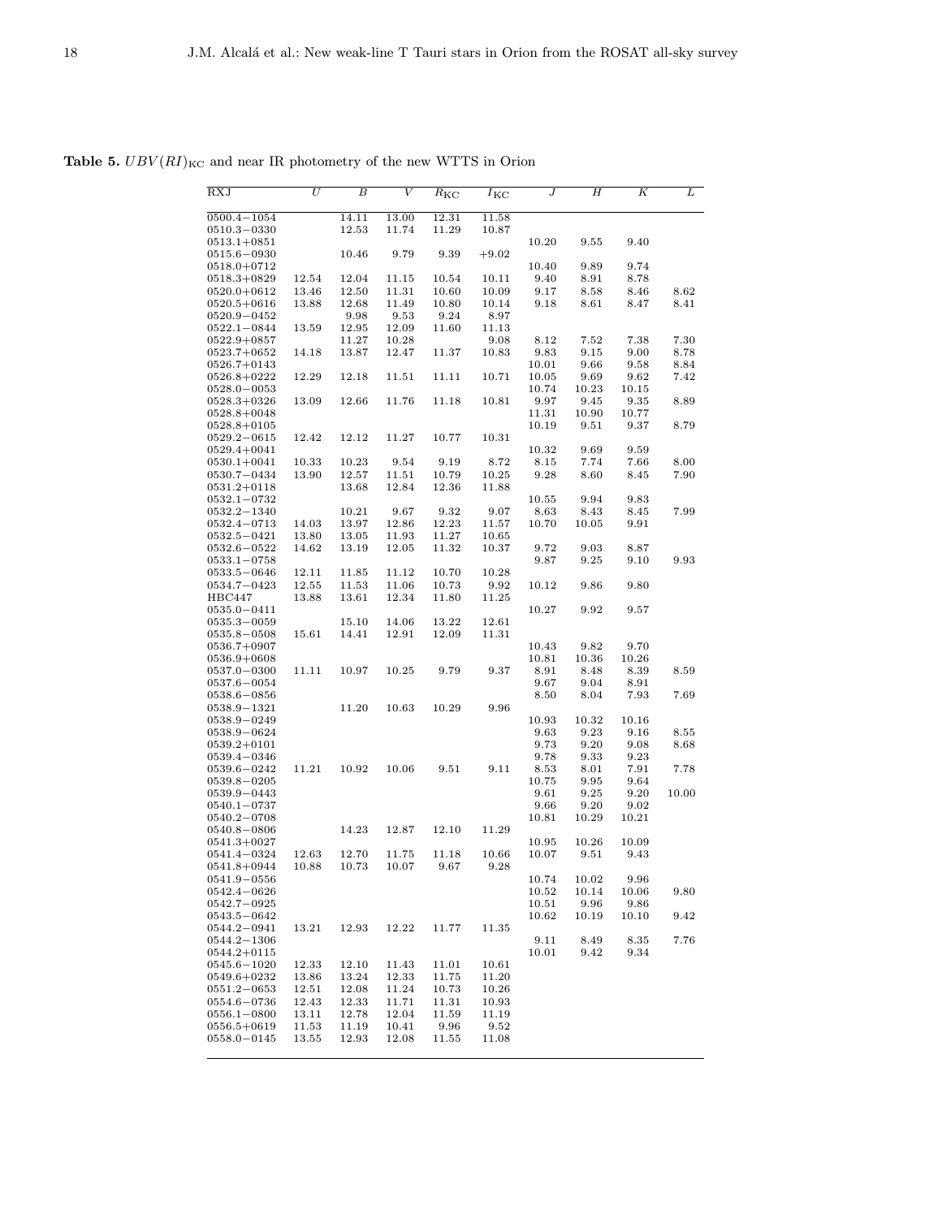**Table 5.** $UBV(RI)_{KC}$ and near IR photometry of the new WTTS in Orion

| RXJ | $U$ | $B$ | $V$ | $R_{KC}$ | $I_{KC}$ | $J$ | $H$ | $K$ | $L$ |
|---|---|---|---|---|---|---|---|---|---|
| 0500.4−1054 | | 14.11 | 13.00 | 12.31 | 11.58 | | | | |
| 0510.3−0330 | | 12.53 | 11.74 | 11.29 | 10.87 | | | | |
| 0513.1+0851 | | | | | | 10.20 | 9.55 | 9.40 | |
| 0515.6−0930 | | 10.46 | 9.79 | 9.39 | +9.02 | | | | |
| 0518.0+0712 | | | | | | 10.40 | 9.89 | 9.74 | |
| 0518.3+0829 | 12.54 | 12.04 | 11.15 | 10.54 | 10.11 | 9.40 | 8.91 | 8.78 | |
| 0520.0+0612 | 13.46 | 12.50 | 11.31 | 10.60 | 10.09 | 9.17 | 8.58 | 8.46 | 8.62 |
| 0520.5+0616 | 13.88 | 12.68 | 11.49 | 10.80 | 10.14 | 9.18 | 8.61 | 8.47 | 8.41 |
| 0520.9−0452 | | 9.98 | 9.53 | 9.24 | 8.97 | | | | |
| 0522.1−0844 | 13.59 | 12.95 | 12.09 | 11.60 | 11.13 | | | | |
| 0522.9+0857 | | 11.27 | 10.28 | | 9.08 | 8.12 | 7.52 | 7.38 | 7.30 |
| 0523.7+0652 | 14.18 | 13.87 | 12.47 | 11.37 | 10.83 | 9.83 | 9.15 | 9.00 | 8.78 |
| 0526.7+0143 | | | | | | 10.01 | 9.66 | 9.58 | 8.84 |
| 0526.8+0222 | 12.29 | 12.18 | 11.51 | 11.11 | 10.71 | 10.05 | 9.69 | 9.62 | 7.42 |
| 0528.0−0053 | | | | | | 10.74 | 10.23 | 10.15 | |
| 0528.3+0326 | 13.09 | 12.66 | 11.76 | 11.18 | 10.81 | 9.97 | 9.45 | 9.35 | 8.89 |
| 0528.8+0048 | | | | | | 11.31 | 10.90 | 10.77 | |
| 0528.8+0105 | | | | | | 10.19 | 9.51 | 9.37 | 8.79 |
| 0529.2−0615 | 12.42 | 12.12 | 11.27 | 10.77 | 10.31 | | | | |
| 0529.4+0041 | | | | | | 10.32 | 9.69 | 9.59 | |
| 0530.1+0041 | 10.33 | 10.23 | 9.54 | 9.19 | 8.72 | 8.15 | 7.74 | 7.66 | 8.00 |
| 0530.7−0434 | 13.90 | 12.57 | 11.51 | 10.79 | 10.25 | 9.28 | 8.60 | 8.45 | 7.90 |
| 0531.2+0118 | | 13.68 | 12.84 | 12.36 | 11.88 | | | | |
| 0532.1−0732 | | | | | | 10.55 | 9.94 | 9.83 | |
| 0532.2−1340 | | 10.21 | 9.67 | 9.32 | 9.07 | 8.63 | 8.43 | 8.45 | 7.99 |
| 0532.4−0713 | 14.03 | 13.97 | 12.86 | 12.23 | 11.57 | 10.70 | 10.05 | 9.91 | |
| 0532.5−0421 | 13.80 | 13.05 | 11.93 | 11.27 | 10.65 | | | | |
| 0532.6−0522 | 14.62 | 13.19 | 12.05 | 11.32 | 10.37 | 9.72 | 9.03 | 8.87 | |
| 0533.1−0758 | | | | | | 9.87 | 9.25 | 9.10 | 9.93 |
| 0533.5−0646 | 12.11 | 11.85 | 11.12 | 10.70 | 10.28 | | | | |
| 0534.7−0423 | 12.55 | 11.53 | 11.06 | 10.73 | 9.92 | 10.12 | 9.86 | 9.80 | |
| HBC447 | 13.88 | 13.61 | 12.34 | 11.80 | 11.25 | | | | |
| 0535.0−0411 | | | | | | 10.27 | 9.92 | 9.57 | |
| 0535.3−0059 | | 15.10 | 14.06 | 13.22 | 12.61 | | | | |
| 0535.8−0508 | 15.61 | 14.41 | 12.91 | 12.09 | 11.31 | | | | |
| 0536.7+0907 | | | | | | 10.43 | 9.82 | 9.70 | |
| 0536.9+0608 | | | | | | 10.81 | 10.36 | 10.26 | |
| 0537.0−0300 | 11.11 | 10.97 | 10.25 | 9.79 | 9.37 | 8.91 | 8.48 | 8.39 | 8.59 |
| 0537.6−0054 | | | | | | 9.67 | 9.04 | 8.91 | |
| 0538.6−0856 | | | | | | 8.50 | 8.04 | 7.93 | 7.69 |
| 0538.9−1321 | | 11.20 | 10.63 | 10.29 | 9.96 | | | | |
| 0538.9−0249 | | | | | | 10.93 | 10.32 | 10.16 | |
| 0538.9−0624 | | | | | | 9.63 | 9.23 | 9.16 | 8.55 |
| 0539.2+0101 | | | | | | 9.73 | 9.20 | 9.08 | 8.68 |
| 0539.4−0346 | | | | | | 9.78 | 9.33 | 9.23 | |
| 0539.6−0242 | 11.21 | 10.92 | 10.06 | 9.51 | 9.11 | 8.53 | 8.01 | 7.91 | 7.78 |
| 0539.8−0205 | | | | | | 10.75 | 9.95 | 9.64 | |
| 0539.9−0443 | | | | | | 9.61 | 9.25 | 9.20 | 10.00 |
| 0540.1−0737 | | | | | | 9.66 | 9.20 | 9.02 | |
| 0540.2−0708 | | | | | | 10.81 | 10.29 | 10.21 | |
| 0540.8−0806 | | 14.23 | 12.87 | 12.10 | 11.29 | | | | |
| 0541.3+0027 | | | | | | 10.95 | 10.26 | 10.09 | |
| 0541.4−0324 | 12.63 | 12.70 | 11.75 | 11.18 | 10.66 | 10.07 | 9.51 | 9.43 | |
| 0541.8+0944 | 10.88 | 10.73 | 10.07 | 9.67 | 9.28 | | | | |
| 0541.9−0556 | | | | | | 10.74 | 10.02 | 9.96 | |
| 0542.4−0626 | | | | | | 10.52 | 10.14 | 10.06 | 9.80 |
| 0542.7−0925 | | | | | | 10.51 | 9.96 | 9.86 | |
| 0543.5−0642 | | | | | | 10.62 | 10.19 | 10.10 | 9.42 |
| 0544.2−0941 | 13.21 | 12.93 | 12.22 | 11.77 | 11.35 | | | | |
| 0544.2−1306 | | | | | | 9.11 | 8.49 | 8.35 | 7.76 |
| 0544.2+0115 | | | | | | 10.01 | 9.42 | 9.34 | |
| 0545.6−1020 | 12.33 | 12.10 | 11.43 | 11.01 | 10.61 | | | | |
| 0549.6+0232 | 13.86 | 13.24 | 12.33 | 11.75 | 11.20 | | | | |
| 0551.2−0653 | 12.51 | 12.08 | 11.24 | 10.73 | 10.26 | | | | |
| 0554.6−0736 | 12.43 | 12.33 | 11.71 | 11.31 | 10.93 | | | | |
| 0556.1−0800 | 13.11 | 12.78 | 12.04 | 11.59 | 11.19 | | | | |
| 0556.5+0619 | 11.53 | 11.19 | 10.41 | 9.96 | 9.52 | | | | |
| 0558.0−0145 | 13.55 | 12.93 | 12.08 | 11.55 | 11.08 | | | | |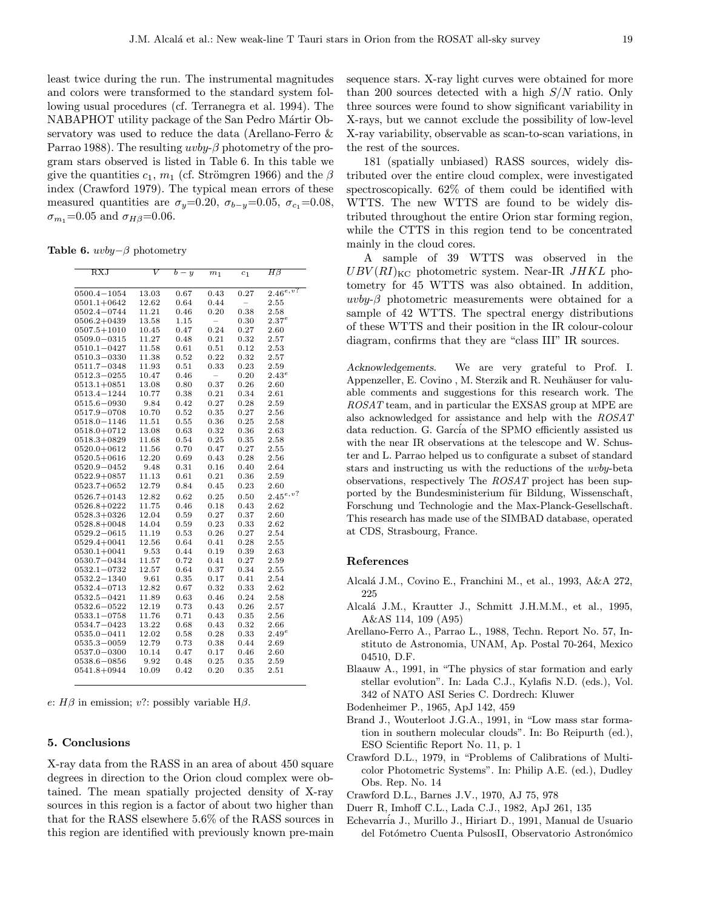least twice during the run. The instrumental magnitudes and colors were transformed to the standard system following usual procedures (cf. Terranegra et al. 1994). The NABAPHOT utility package of the San Pedro Mártir Observatory was used to reduce the data (Arellano-Ferro & Parrao 1988). The resulting *uvby*-$\beta$ photometry of the program stars observed is listed in Table 6. In this table we give the quantities $c_1$, $m_1$ (cf. Strömgren 1966) and the $\beta$ index (Crawford 1979). The typical mean errors of these measured quantities are $\sigma_y$=0.20, $\sigma_{b-y}$=0.05, $\sigma_{c_1}$=0.08, $\sigma_{m_1}$=0.05 and $\sigma_{H\beta}$=0.06.

**Table 6.** *uvby*$-\beta$ photometry

| RXJ | $V$ | $b-y$ | $m_1$ | $c_1$ | $H\beta$ |
|---|---|---|---|---|---|
| 0500.4−1054 | 13.03 | 0.67 | 0.43 | 0.27 | $2.46^{e,v?}$ |
| 0501.1+0642 | 12.62 | 0.64 | 0.44 | – | 2.55 |
| 0502.4−0744 | 11.21 | 0.46 | 0.20 | 0.38 | 2.58 |
| 0506.2+0439 | 13.58 | 1.15 | – | 0.30 | $2.37^{e}$ |
| 0507.5+1010 | 10.45 | 0.47 | 0.24 | 0.27 | 2.60 |
| 0509.0−0315 | 11.27 | 0.48 | 0.21 | 0.32 | 2.57 |
| 0510.1−0427 | 11.58 | 0.61 | 0.51 | 0.12 | 2.53 |
| 0510.3−0330 | 11.38 | 0.52 | 0.22 | 0.32 | 2.57 |
| 0511.7−0348 | 11.93 | 0.51 | 0.33 | 0.23 | 2.59 |
| 0512.3−0255 | 10.47 | 0.46 | – | 0.20 | $2.43^{e}$ |
| 0513.1+0851 | 13.08 | 0.80 | 0.37 | 0.26 | 2.60 |
| 0513.4−1244 | 10.77 | 0.38 | 0.21 | 0.34 | 2.61 |
| 0515.6−0930 | 9.84 | 0.42 | 0.27 | 0.28 | 2.59 |
| 0517.9−0708 | 10.70 | 0.52 | 0.35 | 0.27 | 2.56 |
| 0518.0−1146 | 11.51 | 0.55 | 0.36 | 0.25 | 2.58 |
| 0518.0+0712 | 13.08 | 0.63 | 0.32 | 0.36 | 2.63 |
| 0518.3+0829 | 11.68 | 0.54 | 0.25 | 0.35 | 2.58 |
| 0520.0+0612 | 11.56 | 0.70 | 0.47 | 0.27 | 2.55 |
| 0520.5+0616 | 12.20 | 0.69 | 0.43 | 0.28 | 2.56 |
| 0520.9−0452 | 9.48 | 0.31 | 0.16 | 0.40 | 2.64 |
| 0522.9+0857 | 11.13 | 0.61 | 0.21 | 0.36 | 2.59 |
| 0523.7+0652 | 12.79 | 0.84 | 0.45 | 0.23 | 2.60 |
| 0526.7+0143 | 12.82 | 0.62 | 0.25 | 0.50 | $2.45^{e,v?}$ |
| 0526.8+0222 | 11.75 | 0.46 | 0.18 | 0.43 | 2.62 |
| 0528.3+0326 | 12.04 | 0.59 | 0.27 | 0.37 | 2.60 |
| 0528.8+0048 | 14.04 | 0.59 | 0.23 | 0.33 | 2.62 |
| 0529.2−0615 | 11.19 | 0.53 | 0.26 | 0.27 | 2.54 |
| 0529.4+0041 | 12.56 | 0.64 | 0.41 | 0.28 | 2.55 |
| 0530.1+0041 | 9.53 | 0.44 | 0.19 | 0.39 | 2.63 |
| 0530.7−0434 | 11.57 | 0.72 | 0.41 | 0.27 | 2.59 |
| 0532.1−0732 | 12.57 | 0.64 | 0.37 | 0.34 | 2.55 |
| 0532.2−1340 | 9.61 | 0.35 | 0.17 | 0.41 | 2.54 |
| 0532.4−0713 | 12.82 | 0.67 | 0.32 | 0.33 | 2.62 |
| 0532.5−0421 | 11.89 | 0.63 | 0.46 | 0.24 | 2.58 |
| 0532.6−0522 | 12.19 | 0.73 | 0.43 | 0.26 | 2.57 |
| 0533.1−0758 | 11.76 | 0.71 | 0.43 | 0.35 | 2.56 |
| 0534.7−0423 | 13.22 | 0.68 | 0.43 | 0.32 | 2.66 |
| 0535.0−0411 | 12.02 | 0.58 | 0.28 | 0.33 | $2.49^{e}$ |
| 0535.3−0059 | 12.79 | 0.73 | 0.38 | 0.44 | 2.69 |
| 0537.0−0300 | 10.14 | 0.47 | 0.17 | 0.46 | 2.60 |
| 0538.6−0856 | 9.92 | 0.48 | 0.25 | 0.35 | 2.59 |
| 0541.8+0944 | 10.09 | 0.42 | 0.20 | 0.35 | 2.51 |

*e*: $H\beta$ in emission; *v*?: possibly variable H$\beta$.

## 5. Conclusions

X-ray data from the RASS in an area of about 450 square degrees in direction to the Orion cloud complex were obtained. The mean spatially projected density of X-ray sources in this region is a factor of about two higher than that for the RASS elsewhere 5.6% of the RASS sources in this region are identified with previously known pre-main sequence stars. X-ray light curves were obtained for more than 200 sources detected with a high $S/N$ ratio. Only three sources were found to show significant variability in X-rays, but we cannot exclude the possibility of low-level X-ray variability, observable as scan-to-scan variations, in the rest of the sources.

181 (spatially unbiased) RASS sources, widely distributed over the entire cloud complex, were investigated spectroscopically. 62% of them could be identified with WTTS. The new WTTS are found to be widely distributed throughout the entire Orion star forming region, while the CTTS in this region tend to be concentrated mainly in the cloud cores.

A sample of 39 WTTS was observed in the $UBV(RI)_{\rm KC}$ photometric system. Near-IR $JHKL$ photometry for 45 WTTS was also obtained. In addition, *uvby*-$\beta$ photometric measurements were obtained for a sample of 42 WTTS. The spectral energy distributions of these WTTS and their position in the IR colour-colour diagram, confirms that they are "class III" IR sources.

*Acknowledgements.* We are very grateful to Prof. I. Appenzeller, E. Covino , M. Sterzik and R. Neuhäuser for valuable comments and suggestions for this research work. The *ROSAT* team, and in particular the EXSAS group at MPE are also acknowledged for assistance and help with the *ROSAT* data reduction. G. García of the SPMO efficiently assisted us with the near IR observations at the telescope and W. Schuster and L. Parrao helped us to configurate a subset of standard stars and instructing us with the reductions of the *uvby*-beta observations, respectively The *ROSAT* project has been supported by the Bundesministerium für Bildung, Wissenschaft, Forschung und Technologie and the Max-Planck-Gesellschaft. This research has made use of the SIMBAD database, operated at CDS, Strasbourg, France.

## References

Alcalá J.M., Covino E., Franchini M., et al., 1993, A&A 272, 225

Alcalá J.M., Krautter J., Schmitt J.H.M.M., et al., 1995, A&AS 114, 109 (A95)

Arellano-Ferro A., Parrao L., 1988, Techn. Report No. 57, Instituto de Astronomia, UNAM, Ap. Postal 70-264, Mexico 04510, D.F.

Blaauw A., 1991, in "The physics of star formation and early stellar evolution". In: Lada C.J., Kylafis N.D. (eds.), Vol. 342 of NATO ASI Series C. Dordrech: Kluwer

Bodenheimer P., 1965, ApJ 142, 459

Brand J., Wouterloot J.G.A., 1991, in "Low mass star formation in southern molecular clouds". In: Bo Reipurth (ed.), ESO Scientific Report No. 11, p. 1

Crawford D.L., 1979, in "Problems of Calibrations of Multicolor Photometric Systems". In: Philip A.E. (ed.), Dudley Obs. Rep. No. 14

Crawford D.L., Barnes J.V., 1970, AJ 75, 978

Duerr R, Imhoff C.L., Lada C.J., 1982, ApJ 261, 135

Echevarría J., Murillo J., Hiriart D., 1991, Manual de Usuario del Fotómetro Cuenta PulsosII, Observatorio Astronómico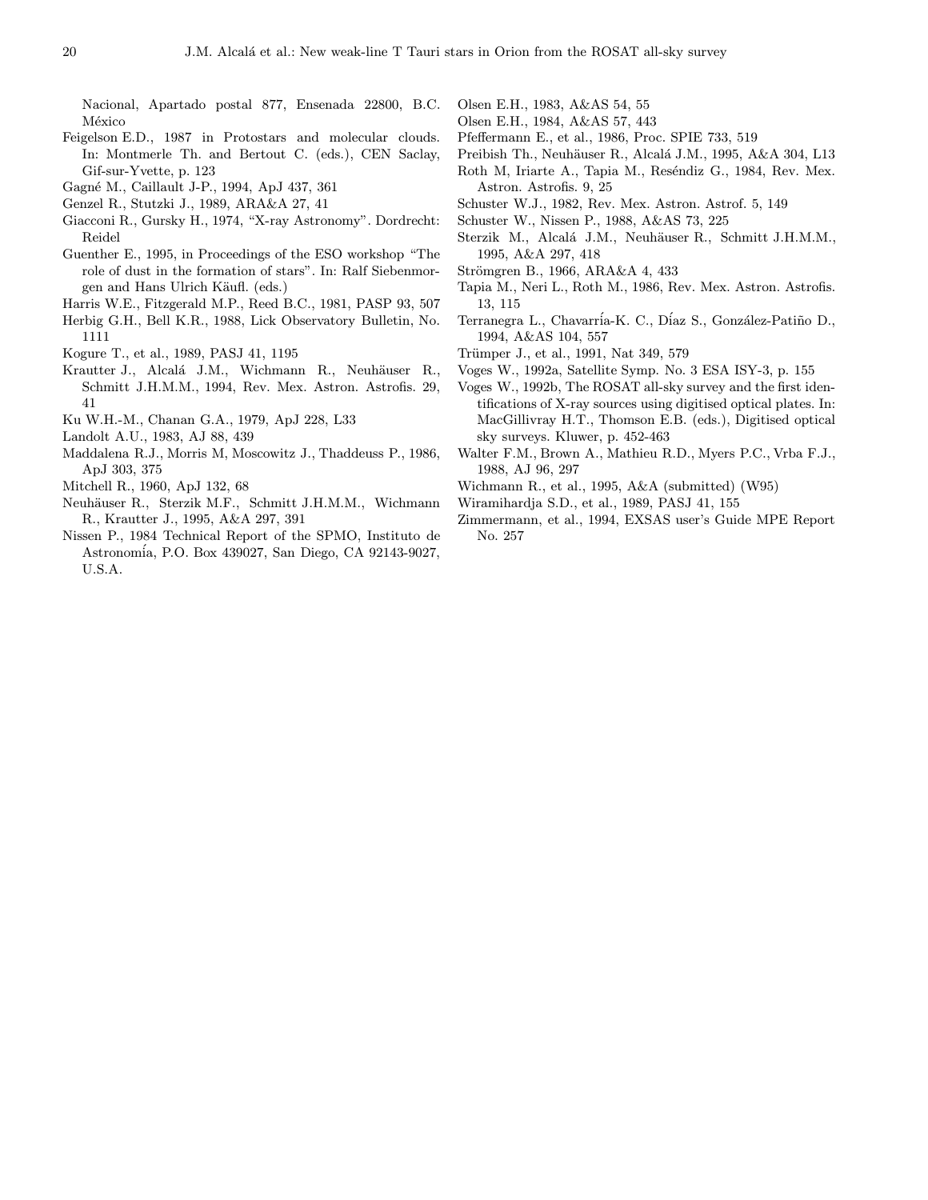Nacional, Apartado postal 877, Ensenada 22800, B.C. México

Feigelson E.D., 1987 in Protostars and molecular clouds. In: Montmerle Th. and Bertout C. (eds.), CEN Saclay, Gif-sur-Yvette, p. 123

Gagné M., Caillault J-P., 1994, ApJ 437, 361

Genzel R., Stutzki J., 1989, ARA&A 27, 41

Giacconi R., Gursky H., 1974, "X-ray Astronomy". Dordrecht: Reidel

Guenther E., 1995, in Proceedings of the ESO workshop "The role of dust in the formation of stars". In: Ralf Siebenmorgen and Hans Ulrich Käufl. (eds.)

Harris W.E., Fitzgerald M.P., Reed B.C., 1981, PASP 93, 507

Herbig G.H., Bell K.R., 1988, Lick Observatory Bulletin, No. 1111

Kogure T., et al., 1989, PASJ 41, 1195

Krautter J., Alcalá J.M., Wichmann R., Neuhäuser R., Schmitt J.H.M.M., 1994, Rev. Mex. Astron. Astrofis. 29, 41

Ku W.H.-M., Chanan G.A., 1979, ApJ 228, L33

Landolt A.U., 1983, AJ 88, 439

Maddalena R.J., Morris M, Moscowitz J., Thaddeuss P., 1986, ApJ 303, 375

Mitchell R., 1960, ApJ 132, 68

Neuhäuser R., Sterzik M.F., Schmitt J.H.M.M., Wichmann R., Krautter J., 1995, A&A 297, 391

Nissen P., 1984 Technical Report of the SPMO, Instituto de Astronomía, P.O. Box 439027, San Diego, CA 92143-9027, U.S.A.

Olsen E.H., 1983, A&AS 54, 55

Olsen E.H., 1984, A&AS 57, 443

Pfeffermann E., et al., 1986, Proc. SPIE 733, 519

Preibish Th., Neuhäuser R., Alcalá J.M., 1995, A&A 304, L13

Roth M, Iriarte A., Tapia M., Reséndiz G., 1984, Rev. Mex. Astron. Astrofis. 9, 25

Schuster W.J., 1982, Rev. Mex. Astron. Astrof. 5, 149

Schuster W., Nissen P., 1988, A&AS 73, 225

Sterzik M., Alcalá J.M., Neuhäuser R., Schmitt J.H.M.M., 1995, A&A 297, 418

Strömgren B., 1966, ARA&A 4, 433

Tapia M., Neri L., Roth M., 1986, Rev. Mex. Astron. Astrofis. 13, 115

Terranegra L., Chavarría-K. C., Díaz S., González-Patiño D., 1994, A&AS 104, 557

Trümper J., et al., 1991, Nat 349, 579

Voges W., 1992a, Satellite Symp. No. 3 ESA ISY-3, p. 155

Voges W., 1992b, The ROSAT all-sky survey and the first identifications of X-ray sources using digitised optical plates. In: MacGillivray H.T., Thomson E.B. (eds.), Digitised optical sky surveys. Kluwer, p. 452-463

Walter F.M., Brown A., Mathieu R.D., Myers P.C., Vrba F.J., 1988, AJ 96, 297

Wichmann R., et al., 1995, A&A (submitted) (W95)

Wiramihardja S.D., et al., 1989, PASJ 41, 155

Zimmermann, et al., 1994, EXSAS user's Guide MPE Report No. 257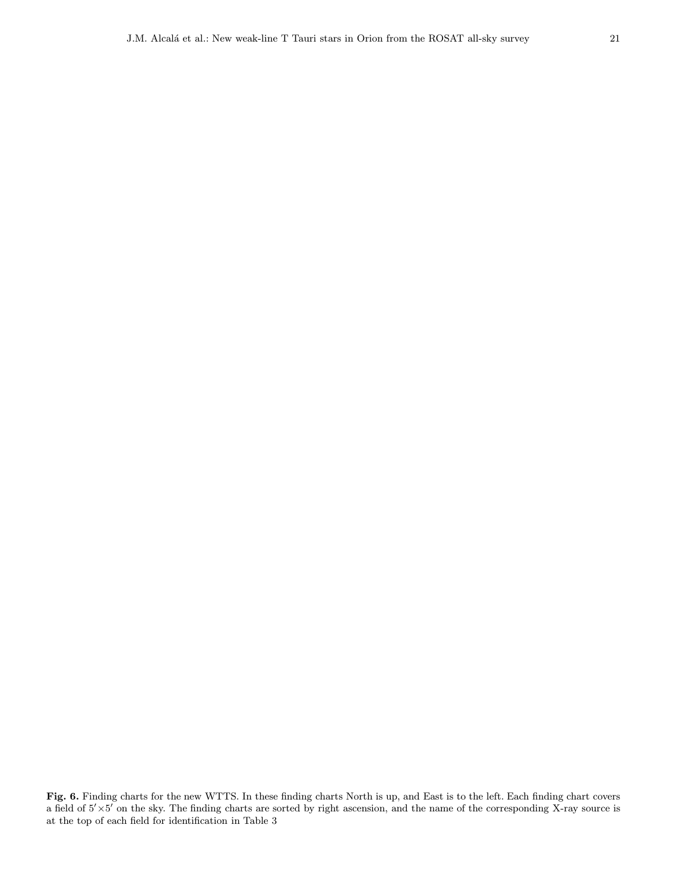**Fig. 6.** Finding charts for the new WTTS. In these finding charts North is up, and East is to the left. Each finding chart covers a field of $5' \times 5'$ on the sky. The finding charts are sorted by right ascension, and the name of the corresponding X-ray source is at the top of each field for identification in Table 3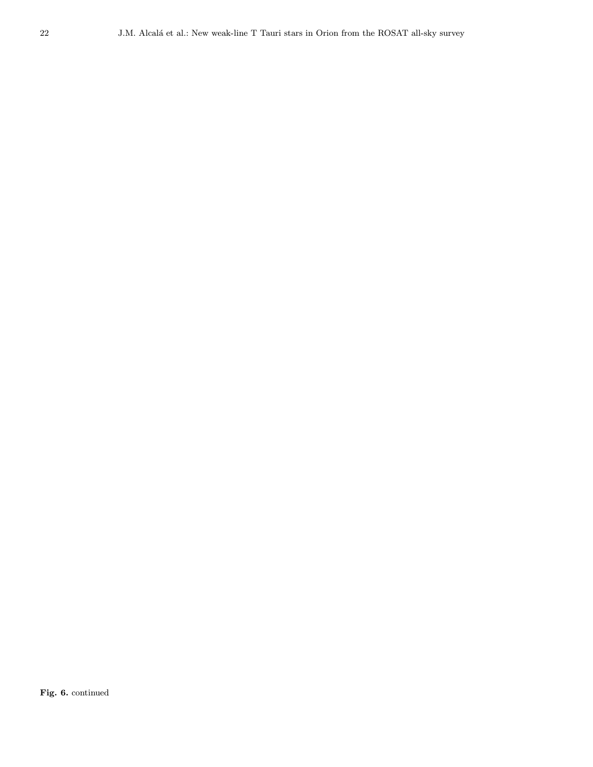**Fig. 6.** continued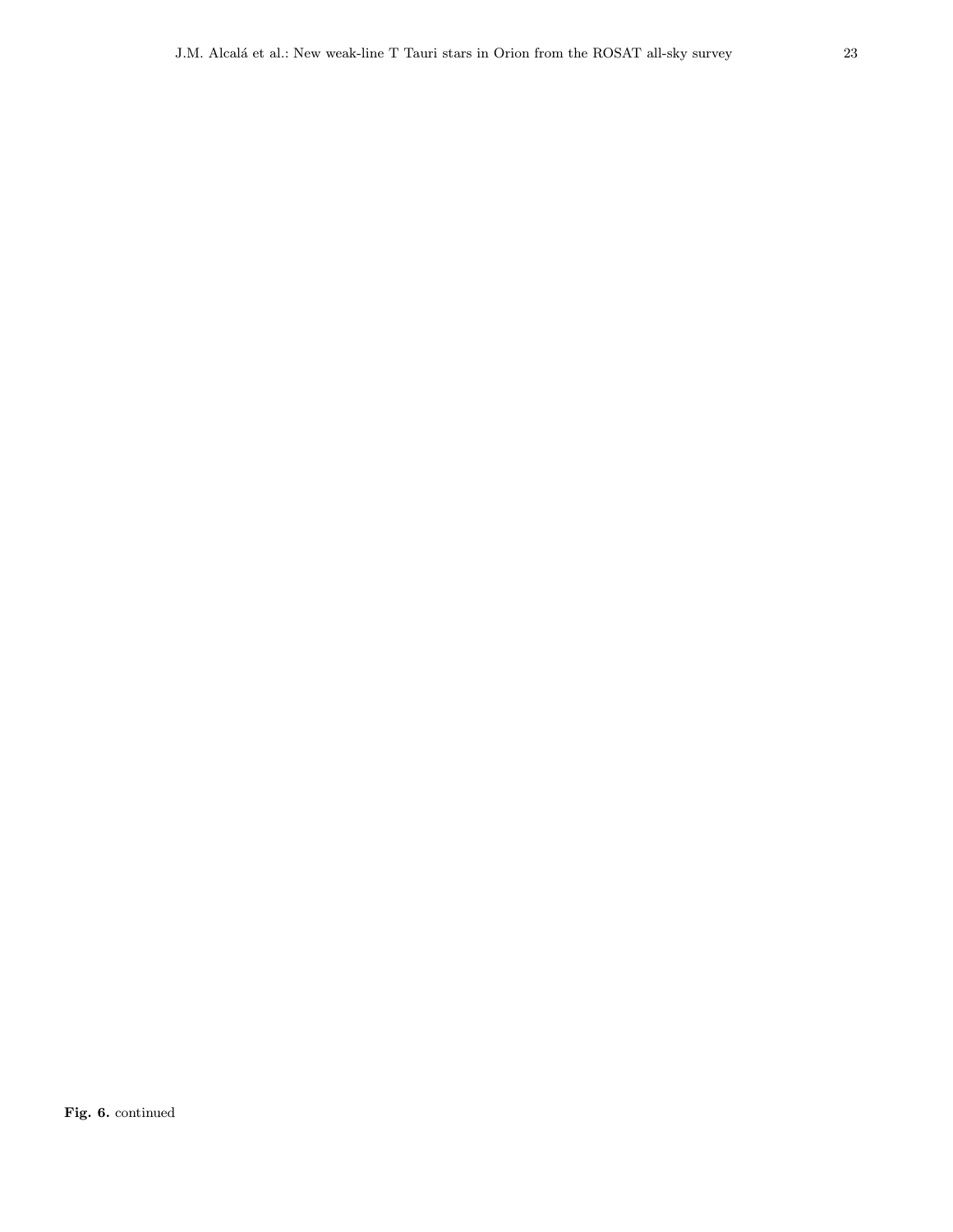**Fig. 6.** continued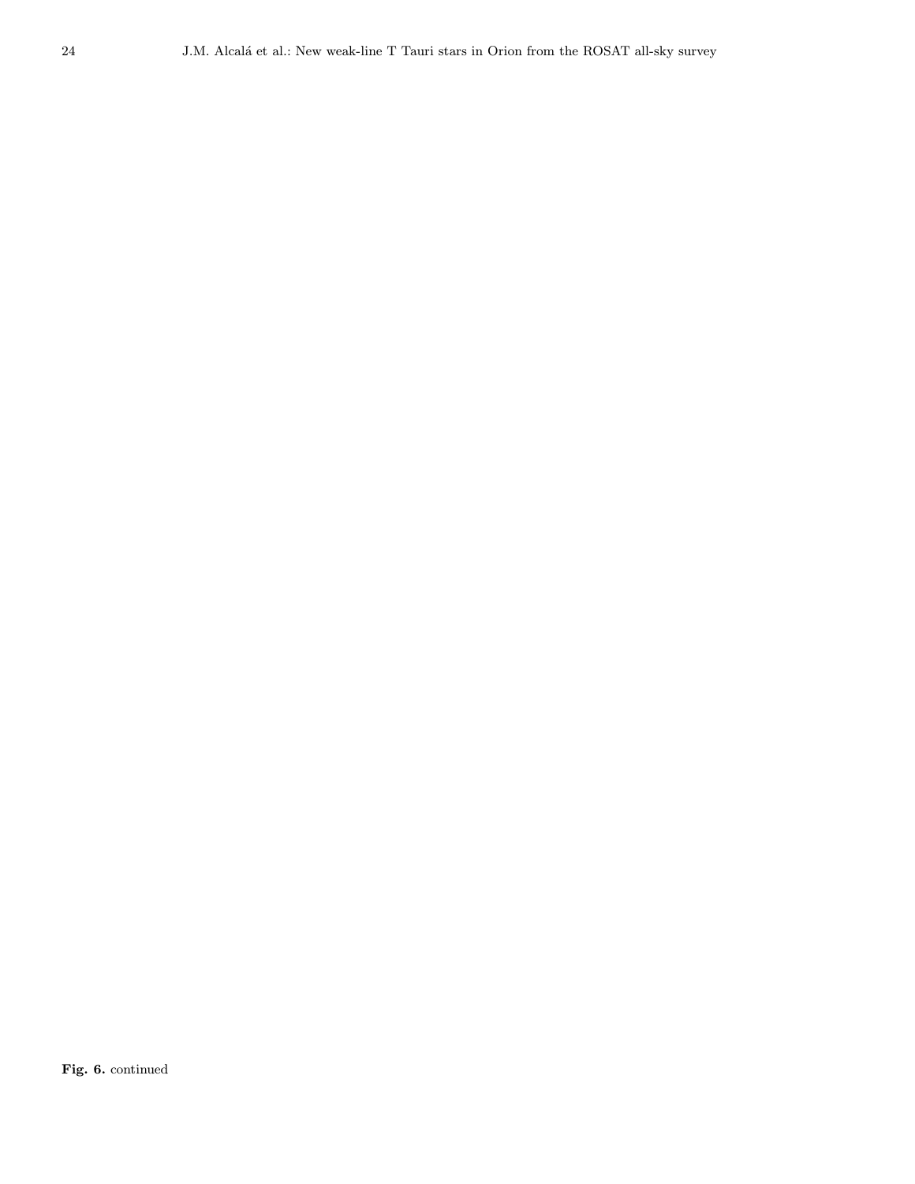**Fig. 6.** continued